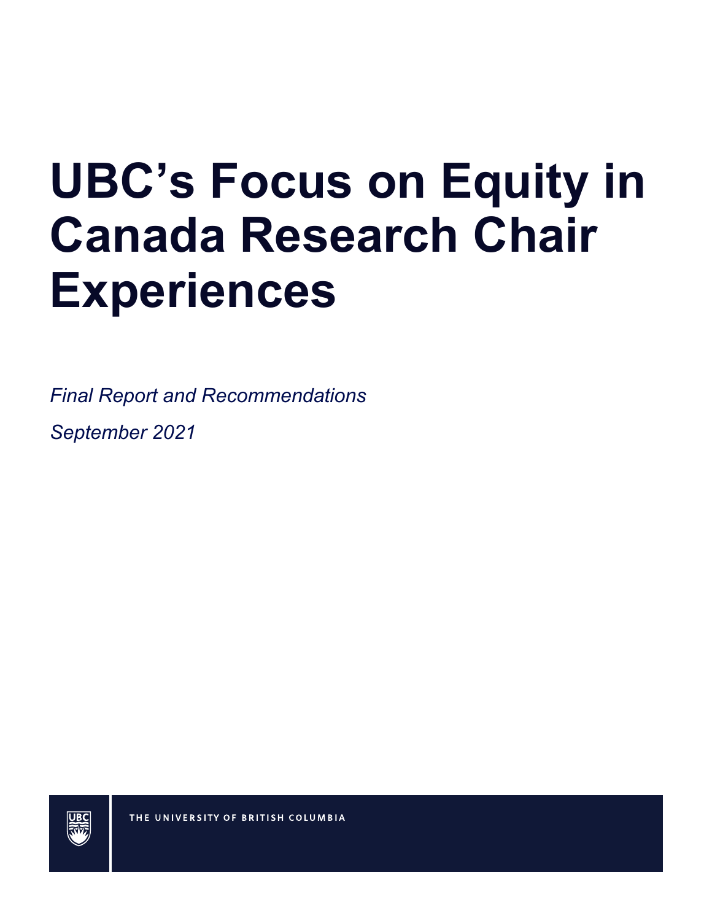# UBC's Focus on Equity in Canada Research Chair Experiences

*Final Report and Recommendations*

*September 2021*

THE UNIVERSITY OF BRITISH COLUMBIA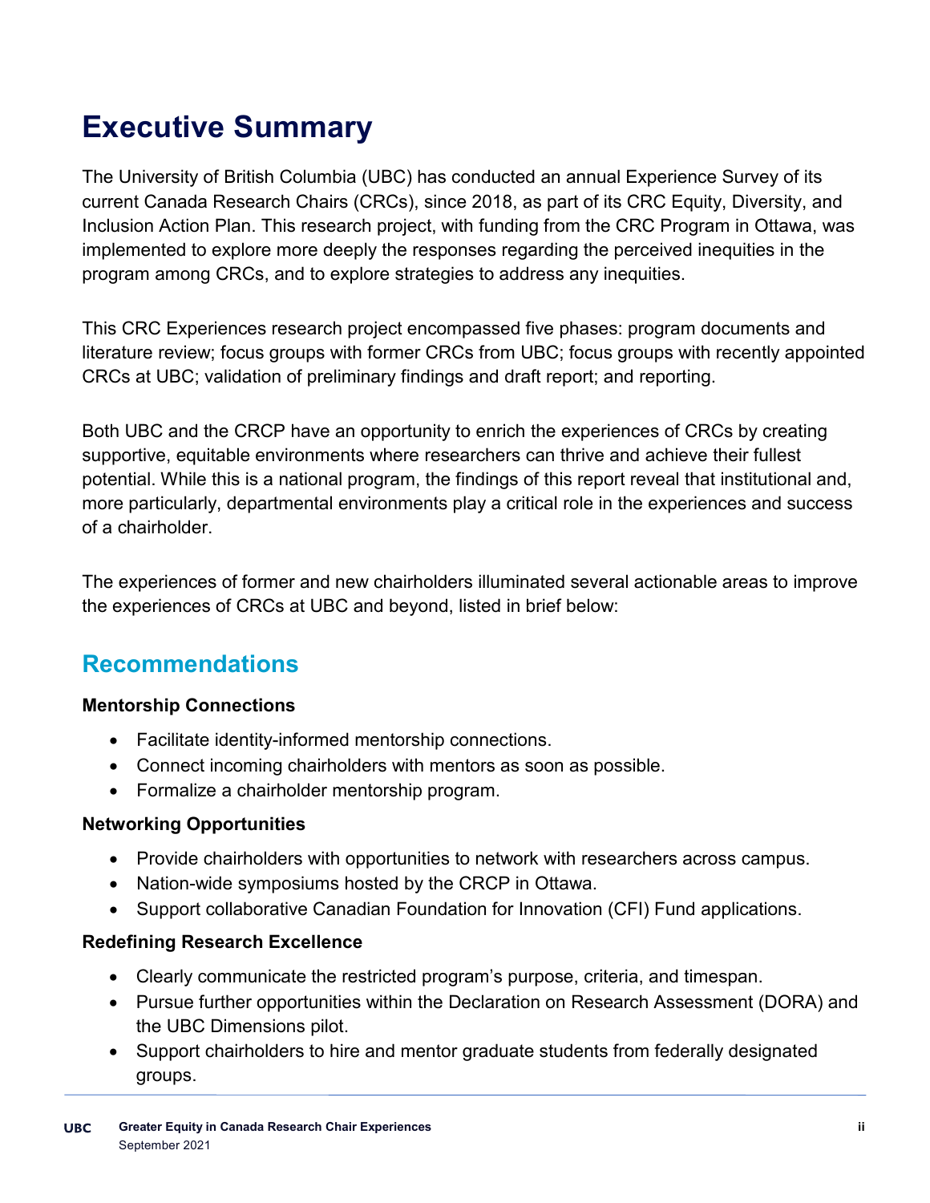# Executive Summary

The University of British Columbia (UBC) has conducted an annual Experience Survey of its current Canada Research Chairs (CRCs), since 2018, as part of its CRC Equity, Diversity, and Inclusion Action Plan. This research project, with funding from the CRC Program in Ottawa, was implemented to explore more deeply the responses regarding the perceived inequities in the program among CRCs, and to explore strategies to address any inequities.

This CRC Experiences research project encompassed five phases: program documents and literature review; focus groups with former CRCs from UBC; focus groups with recently appointed CRCs at UBC; validation of preliminary findings and draft report; and reporting.

Both UBC and the CRCP have an opportunity to enrich the experiences of CRCs by creating supportive, equitable environments where researchers can thrive and achieve their fullest potential. While this is a national program, the findings of this report reveal that institutional and, more particularly, departmental environments play a critical role in the experiences and success of a chairholder.

The experiences of former and new chairholders illuminated several actionable areas to improve the experiences of CRCs at UBC and beyond, listed in brief below:

## Recommendations

**Mentorship Connections**

- Facilitate identity-informed mentorship connections.
- Connect incoming chairholders with mentors as soon as possible.
- Formalize a chairholder mentorship program.

**Networking Opportunities**

- Provide chairholders with opportunities to network with researchers across campus.
- Nation-wide symposiums hosted by the CRCP in Ottawa.
- Support collaborative Canadian Foundation for Innovation (CFI) Fund applications.

**Redefining Research Excellence**

- Clearly communicate the restricted program's purpose, criteria, and timespan.
- Pursue further opportunities within the Declaration on Research Assessment (DORA) and the UBC Dimensions pilot.
- Support chairholders to hire and mentor graduate students from federally designated groups.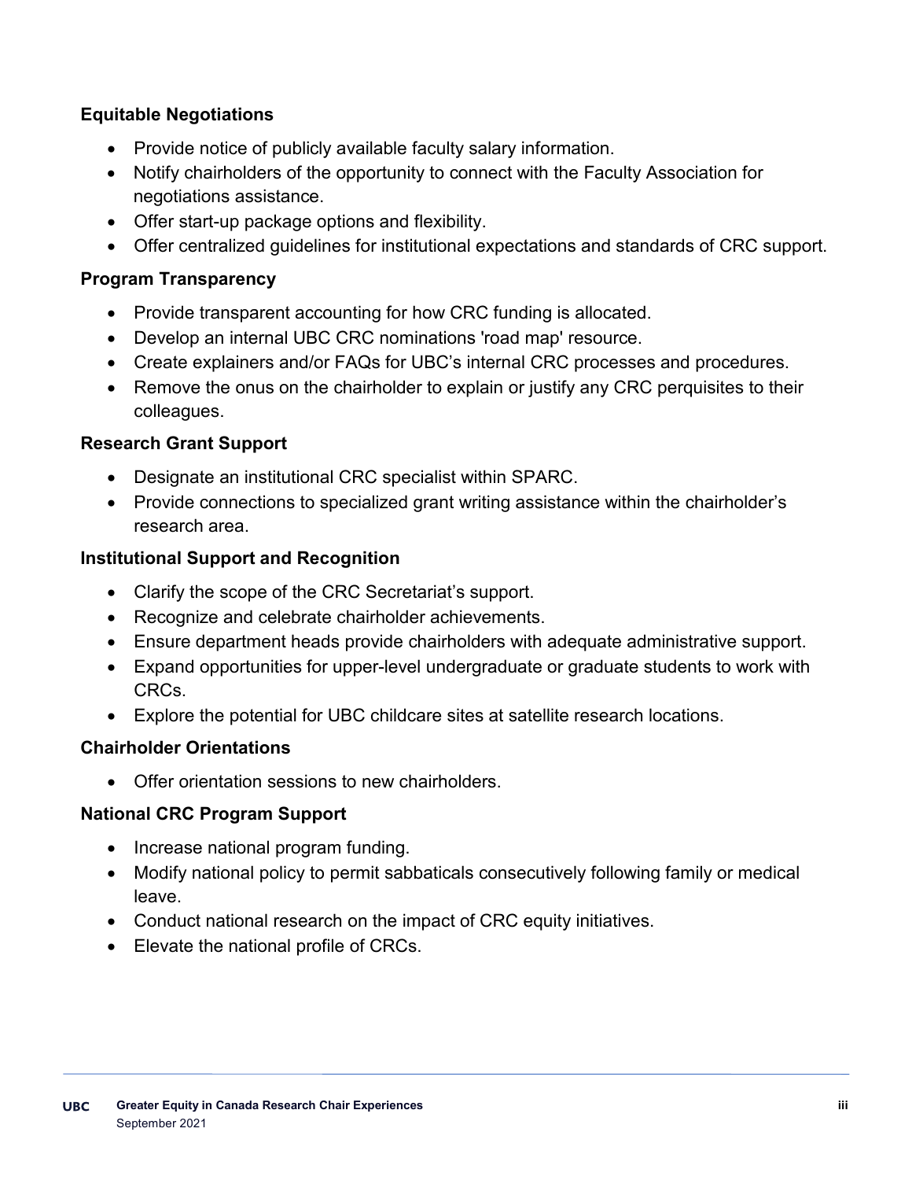**Equitable Negotiations**

- Provide notice of publicly available faculty salary information.
- Notify chairholders of the opportunity to connect with the Faculty Association for negotiations assistance.
- Offer start-up package options and flexibility.
- Offer centralized guidelines for institutional expectations and standards of CRC support.

**Program Transparency**

- Provide transparent accounting for how CRC funding is allocated.
- Develop an internal UBC CRC nominations 'road map' resource.
- Create explainers and/or FAQs for UBC's internal CRC processes and procedures.
- Remove the onus on the chairholder to explain or justify any CRC perquisites to their colleagues.

**Research Grant Support**

- Designate an institutional CRC specialist within SPARC.
- Provide connections to specialized grant writing assistance within the chairholder's research area.

**Institutional Support and Recognition**

- Clarify the scope of the CRC Secretariat's support.
- Recognize and celebrate chairholder achievements.
- Ensure department heads provide chairholders with adequate administrative support.
- Expand opportunities for upper-level undergraduate or graduate students to work with CRCs.
- Explore the potential for UBC childcare sites at satellite research locations.

**Chairholder Orientations**

- Offer orientation sessions to new chairholders.

**National CRC Program Support**

- Increase national program funding.
- Modify national policy to permit sabbaticals consecutively following family or medical leave.
- Conduct national research on the impact of CRC equity initiatives.
- Elevate the national profile of CRCs.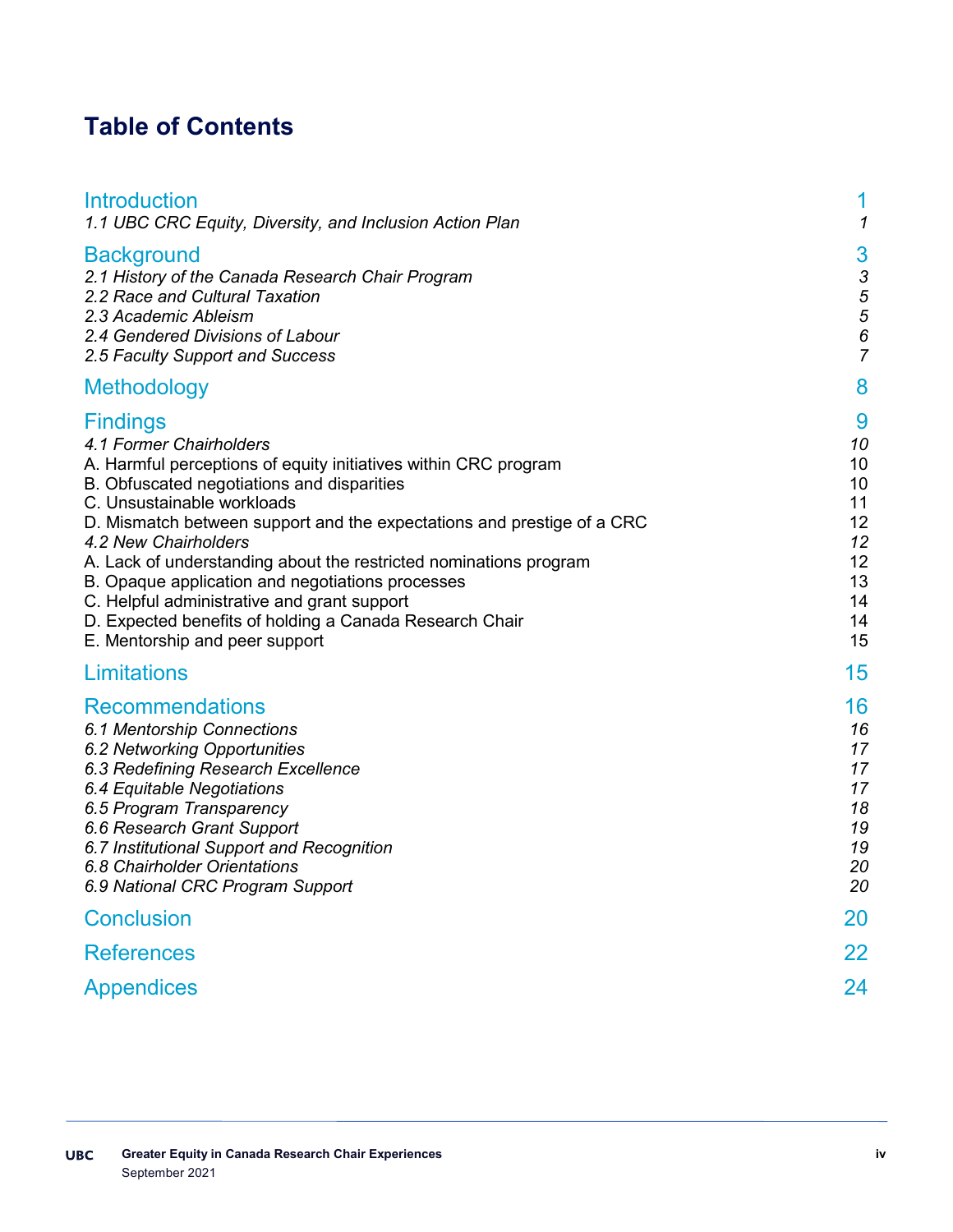# Table of Contents

| | |
|---|---|
| **Introduction** | **1** |
| *1.1 UBC CRC Equity, Diversity, and Inclusion Action Plan* | *1* |
| **Background** | **3** |
| *2.1 History of the Canada Research Chair Program* | *3* |
| *2.2 Race and Cultural Taxation* | *5* |
| *2.3 Academic Ableism* | *5* |
| *2.4 Gendered Divisions of Labour* | *6* |
| *2.5 Faculty Support and Success* | *7* |
| **Methodology** | **8** |
| **Findings** | **9** |
| *4.1 Former Chairholders* | *10* |
| A. Harmful perceptions of equity initiatives within CRC program | 10 |
| B. Obfuscated negotiations and disparities | 10 |
| C. Unsustainable workloads | 11 |
| D. Mismatch between support and the expectations and prestige of a CRC | 12 |
| *4.2 New Chairholders* | *12* |
| A. Lack of understanding about the restricted nominations program | 12 |
| B. Opaque application and negotiations processes | 13 |
| C. Helpful administrative and grant support | 14 |
| D. Expected benefits of holding a Canada Research Chair | 14 |
| E. Mentorship and peer support | 15 |
| **Limitations** | **15** |
| **Recommendations** | **16** |
| *6.1 Mentorship Connections* | *16* |
| *6.2 Networking Opportunities* | *17* |
| *6.3 Redefining Research Excellence* | *17* |
| *6.4 Equitable Negotiations* | *17* |
| *6.5 Program Transparency* | *18* |
| *6.6 Research Grant Support* | *19* |
| *6.7 Institutional Support and Recognition* | *19* |
| *6.8 Chairholder Orientations* | *20* |
| *6.9 National CRC Program Support* | *20* |
| **Conclusion** | **20** |
| **References** | **22** |
| **Appendices** | **24** |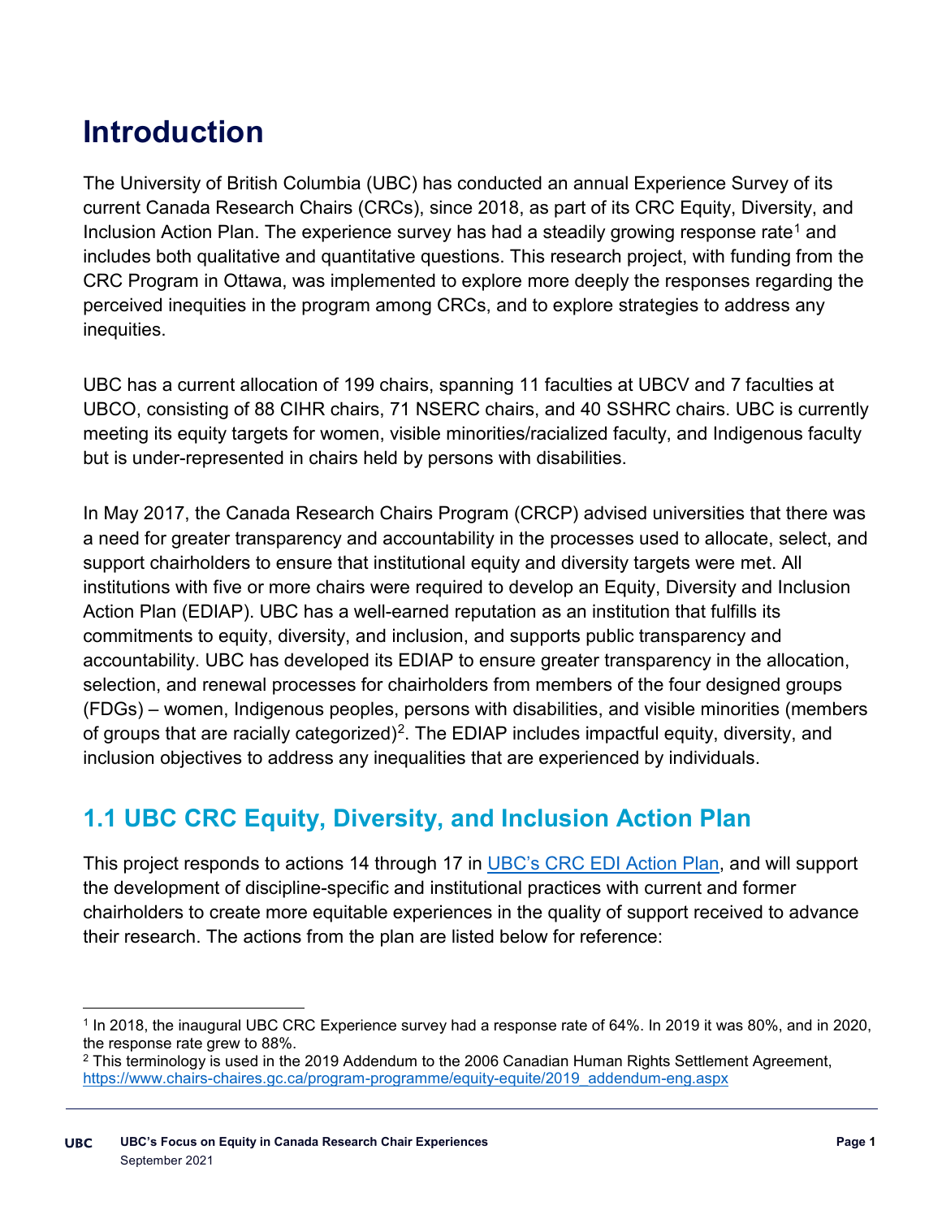# Introduction

The University of British Columbia (UBC) has conducted an annual Experience Survey of its current Canada Research Chairs (CRCs), since 2018, as part of its CRC Equity, Diversity, and Inclusion Action Plan. The experience survey has had a steadily growing response rate[1] and includes both qualitative and quantitative questions. This research project, with funding from the CRC Program in Ottawa, was implemented to explore more deeply the responses regarding the perceived inequities in the program among CRCs, and to explore strategies to address any inequities.

UBC has a current allocation of 199 chairs, spanning 11 faculties at UBCV and 7 faculties at UBCO, consisting of 88 CIHR chairs, 71 NSERC chairs, and 40 SSHRC chairs. UBC is currently meeting its equity targets for women, visible minorities/racialized faculty, and Indigenous faculty but is under-represented in chairs held by persons with disabilities.

In May 2017, the Canada Research Chairs Program (CRCP) advised universities that there was a need for greater transparency and accountability in the processes used to allocate, select, and support chairholders to ensure that institutional equity and diversity targets were met. All institutions with five or more chairs were required to develop an Equity, Diversity and Inclusion Action Plan (EDIAP). UBC has a well-earned reputation as an institution that fulfills its commitments to equity, diversity, and inclusion, and supports public transparency and accountability. UBC has developed its EDIAP to ensure greater transparency in the allocation, selection, and renewal processes for chairholders from members of the four designed groups (FDGs) – women, Indigenous peoples, persons with disabilities, and visible minorities (members of groups that are racially categorized)[2]. The EDIAP includes impactful equity, diversity, and inclusion objectives to address any inequalities that are experienced by individuals.

## 1.1 UBC CRC Equity, Diversity, and Inclusion Action Plan

This project responds to actions 14 through 17 in [UBC's CRC EDI Action Plan](), and will support the development of discipline-specific and institutional practices with current and former chairholders to create more equitable experiences in the quality of support received to advance their research. The actions from the plan are listed below for reference:

---

[1] In 2018, the inaugural UBC CRC Experience survey had a response rate of 64%. In 2019 it was 80%, and in 2020, the response rate grew to 88%.

[2] This terminology is used in the 2019 Addendum to the 2006 Canadian Human Rights Settlement Agreement, https://www.chairs-chaires.gc.ca/program-programme/equity-equite/2019_addendum-eng.aspx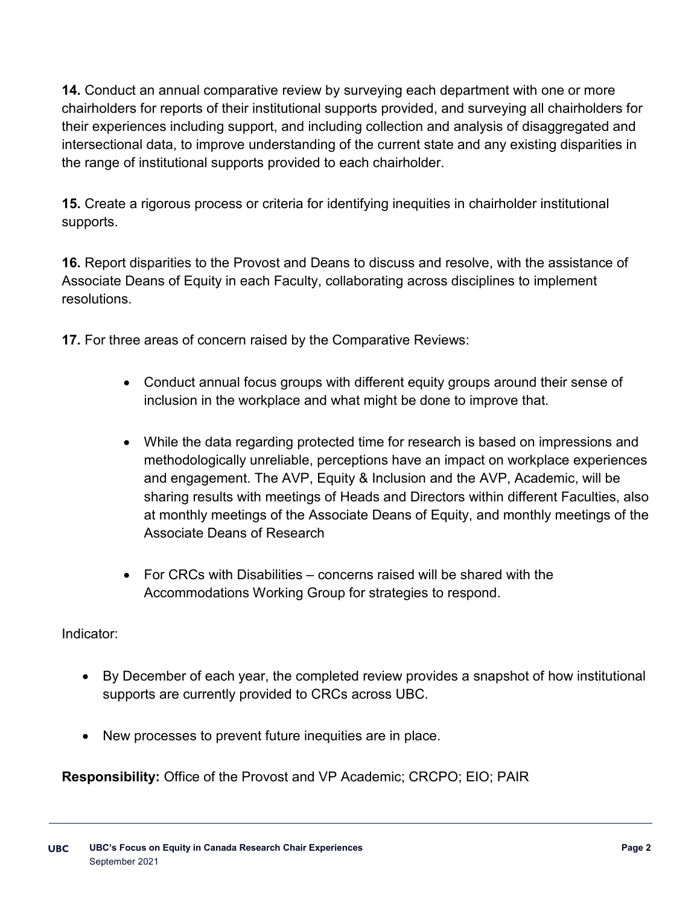**14.** Conduct an annual comparative review by surveying each department with one or more chairholders for reports of their institutional supports provided, and surveying all chairholders for their experiences including support, and including collection and analysis of disaggregated and intersectional data, to improve understanding of the current state and any existing disparities in the range of institutional supports provided to each chairholder.

**15.** Create a rigorous process or criteria for identifying inequities in chairholder institutional supports.

**16.** Report disparities to the Provost and Deans to discuss and resolve, with the assistance of Associate Deans of Equity in each Faculty, collaborating across disciplines to implement resolutions.

**17.** For three areas of concern raised by the Comparative Reviews:

- Conduct annual focus groups with different equity groups around their sense of inclusion in the workplace and what might be done to improve that.
- While the data regarding protected time for research is based on impressions and methodologically unreliable, perceptions have an impact on workplace experiences and engagement. The AVP, Equity & Inclusion and the AVP, Academic, will be sharing results with meetings of Heads and Directors within different Faculties, also at monthly meetings of the Associate Deans of Equity, and monthly meetings of the Associate Deans of Research
- For CRCs with Disabilities – concerns raised will be shared with the Accommodations Working Group for strategies to respond.

Indicator:

- By December of each year, the completed review provides a snapshot of how institutional supports are currently provided to CRCs across UBC.
- New processes to prevent future inequities are in place.

**Responsibility:** Office of the Provost and VP Academic; CRCPO; EIO; PAIR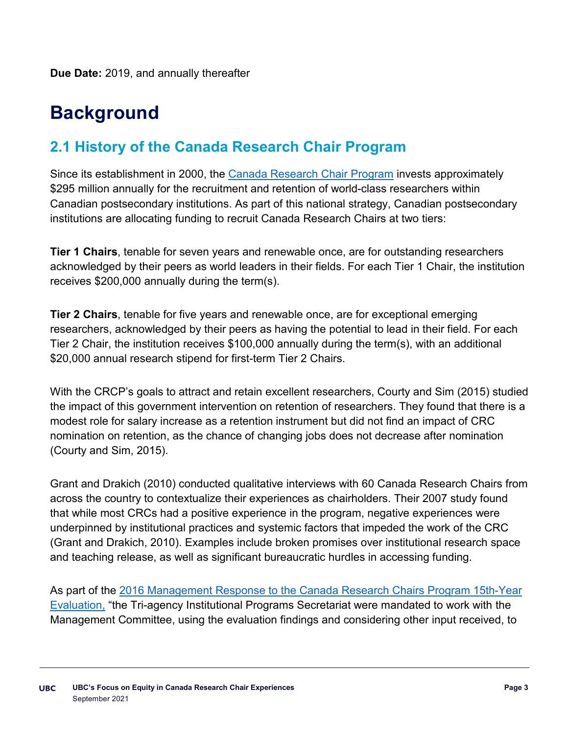**Due Date:** 2019, and annually thereafter

# Background

## 2.1 History of the Canada Research Chair Program

Since its establishment in 2000, the Canada Research Chair Program invests approximately $295 million annually for the recruitment and retention of world-class researchers within Canadian postsecondary institutions. As part of this national strategy, Canadian postsecondary institutions are allocating funding to recruit Canada Research Chairs at two tiers:

**Tier 1 Chairs**, tenable for seven years and renewable once, are for outstanding researchers acknowledged by their peers as world leaders in their fields. For each Tier 1 Chair, the institution receives $200,000 annually during the term(s).

**Tier 2 Chairs**, tenable for five years and renewable once, are for exceptional emerging researchers, acknowledged by their peers as having the potential to lead in their field. For each Tier 2 Chair, the institution receives $100,000 annually during the term(s), with an additional $20,000 annual research stipend for first-term Tier 2 Chairs.

With the CRCP's goals to attract and retain excellent researchers, Courty and Sim (2015) studied the impact of this government intervention on retention of researchers. They found that there is a modest role for salary increase as a retention instrument but did not find an impact of CRC nomination on retention, as the chance of changing jobs does not decrease after nomination (Courty and Sim, 2015).

Grant and Drakich (2010) conducted qualitative interviews with 60 Canada Research Chairs from across the country to contextualize their experiences as chairholders. Their 2007 study found that while most CRCs had a positive experience in the program, negative experiences were underpinned by institutional practices and systemic factors that impeded the work of the CRC (Grant and Drakich, 2010). Examples include broken promises over institutional research space and teaching release, as well as significant bureaucratic hurdles in accessing funding.

As part of the 2016 Management Response to the Canada Research Chairs Program 15th-Year Evaluation, "the Tri-agency Institutional Programs Secretariat were mandated to work with the Management Committee, using the evaluation findings and considering other input received, to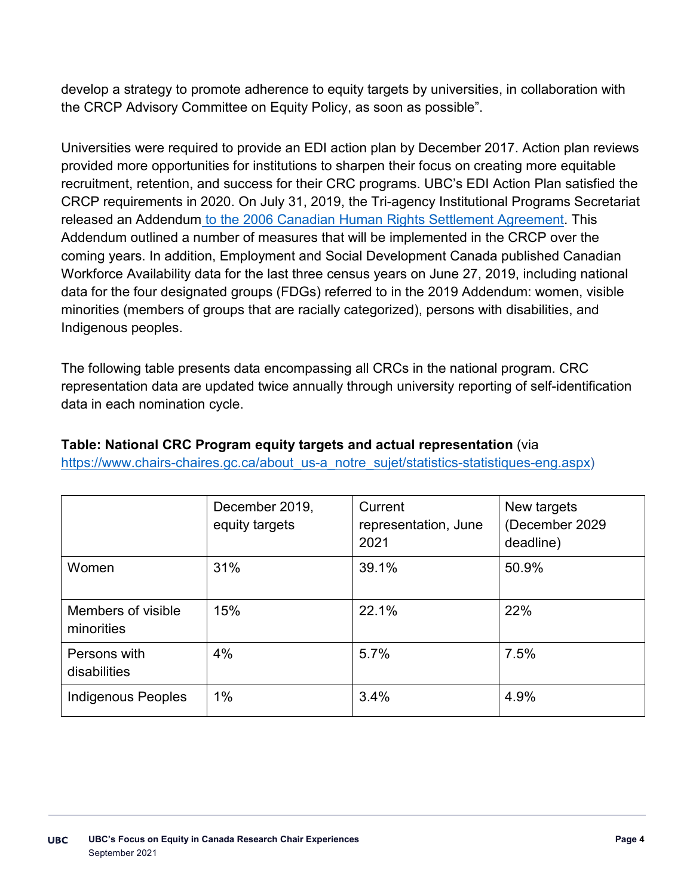develop a strategy to promote adherence to equity targets by universities, in collaboration with the CRCP Advisory Committee on Equity Policy, as soon as possible".

Universities were required to provide an EDI action plan by December 2017. Action plan reviews provided more opportunities for institutions to sharpen their focus on creating more equitable recruitment, retention, and success for their CRC programs. UBC's EDI Action Plan satisfied the CRCP requirements in 2020. On July 31, 2019, the Tri-agency Institutional Programs Secretariat released an Addendum [to the 2006 Canadian Human Rights Settlement Agreement](). This Addendum outlined a number of measures that will be implemented in the CRCP over the coming years. In addition, Employment and Social Development Canada published Canadian Workforce Availability data for the last three census years on June 27, 2019, including national data for the four designated groups (FDGs) referred to in the 2019 Addendum: women, visible minorities (members of groups that are racially categorized), persons with disabilities, and Indigenous peoples.

The following table presents data encompassing all CRCs in the national program. CRC representation data are updated twice annually through university reporting of self-identification data in each nomination cycle.

**Table: National CRC Program equity targets and actual representation** (via https://www.chairs-chaires.gc.ca/about_us-a_notre_sujet/statistics-statistiques-eng.aspx)

| | December 2019, equity targets | Current representation, June 2021 | New targets (December 2029 deadline) |
|---|---|---|---|
| Women | 31% | 39.1% | 50.9% |
| Members of visible minorities | 15% | 22.1% | 22% |
| Persons with disabilities | 4% | 5.7% | 7.5% |
| Indigenous Peoples | 1% | 3.4% | 4.9% |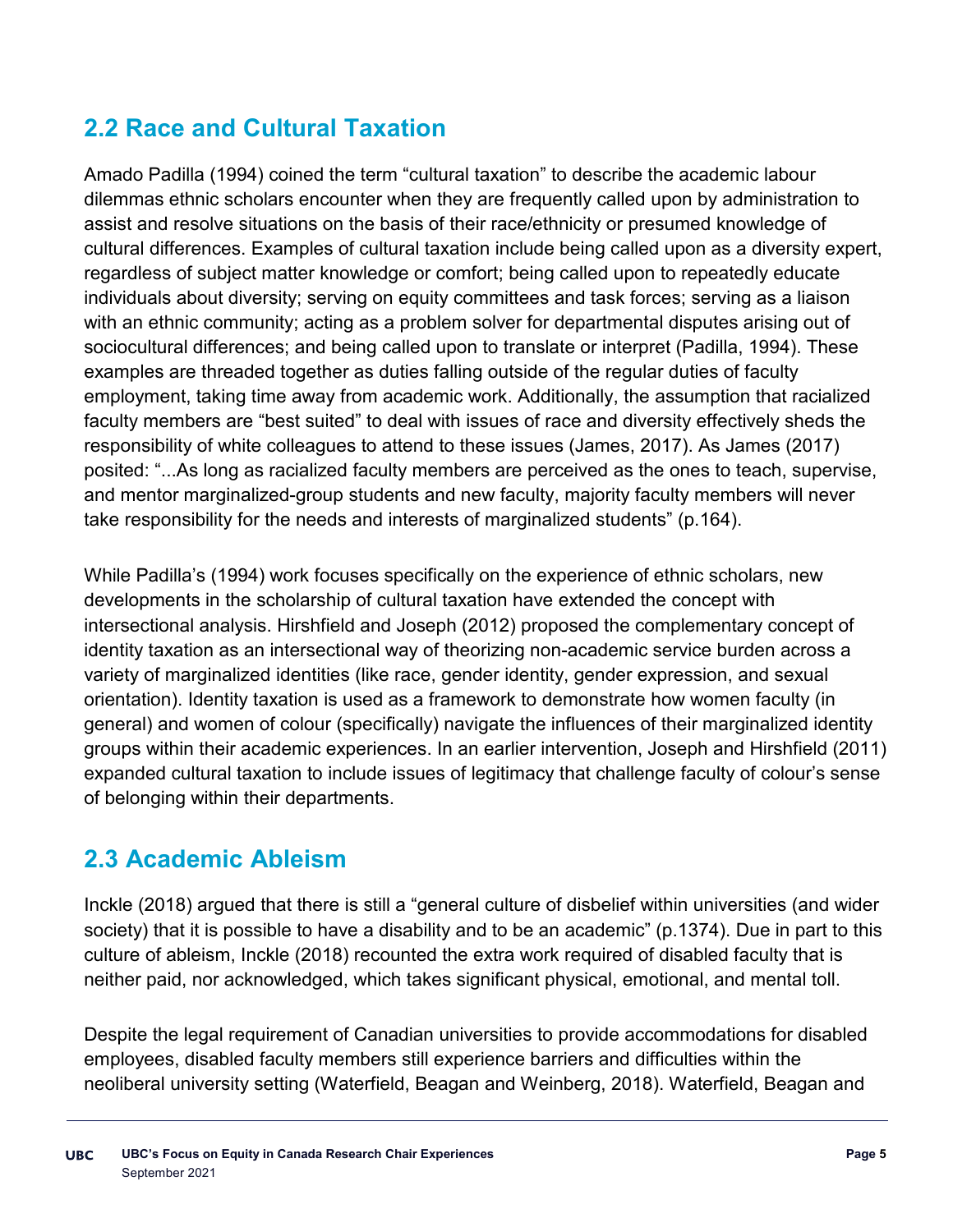## 2.2 Race and Cultural Taxation

Amado Padilla (1994) coined the term "cultural taxation" to describe the academic labour dilemmas ethnic scholars encounter when they are frequently called upon by administration to assist and resolve situations on the basis of their race/ethnicity or presumed knowledge of cultural differences. Examples of cultural taxation include being called upon as a diversity expert, regardless of subject matter knowledge or comfort; being called upon to repeatedly educate individuals about diversity; serving on equity committees and task forces; serving as a liaison with an ethnic community; acting as a problem solver for departmental disputes arising out of sociocultural differences; and being called upon to translate or interpret (Padilla, 1994). These examples are threaded together as duties falling outside of the regular duties of faculty employment, taking time away from academic work. Additionally, the assumption that racialized faculty members are "best suited" to deal with issues of race and diversity effectively sheds the responsibility of white colleagues to attend to these issues (James, 2017). As James (2017) posited: "...As long as racialized faculty members are perceived as the ones to teach, supervise, and mentor marginalized-group students and new faculty, majority faculty members will never take responsibility for the needs and interests of marginalized students" (p.164).

While Padilla's (1994) work focuses specifically on the experience of ethnic scholars, new developments in the scholarship of cultural taxation have extended the concept with intersectional analysis. Hirshfield and Joseph (2012) proposed the complementary concept of identity taxation as an intersectional way of theorizing non-academic service burden across a variety of marginalized identities (like race, gender identity, gender expression, and sexual orientation). Identity taxation is used as a framework to demonstrate how women faculty (in general) and women of colour (specifically) navigate the influences of their marginalized identity groups within their academic experiences. In an earlier intervention, Joseph and Hirshfield (2011) expanded cultural taxation to include issues of legitimacy that challenge faculty of colour's sense of belonging within their departments.

## 2.3 Academic Ableism

Inckle (2018) argued that there is still a "general culture of disbelief within universities (and wider society) that it is possible to have a disability and to be an academic" (p.1374). Due in part to this culture of ableism, Inckle (2018) recounted the extra work required of disabled faculty that is neither paid, nor acknowledged, which takes significant physical, emotional, and mental toll.

Despite the legal requirement of Canadian universities to provide accommodations for disabled employees, disabled faculty members still experience barriers and difficulties within the neoliberal university setting (Waterfield, Beagan and Weinberg, 2018). Waterfield, Beagan and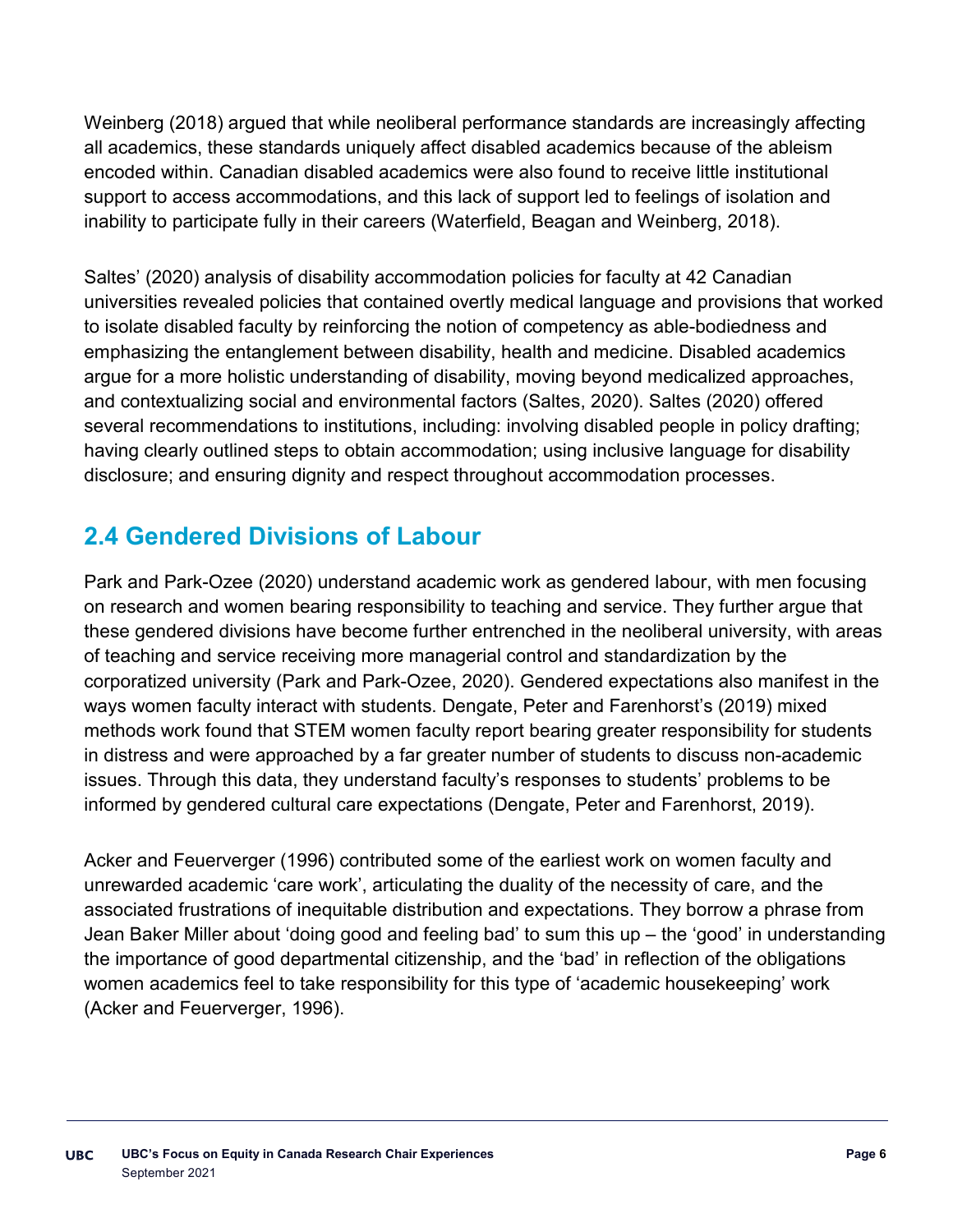Weinberg (2018) argued that while neoliberal performance standards are increasingly affecting all academics, these standards uniquely affect disabled academics because of the ableism encoded within. Canadian disabled academics were also found to receive little institutional support to access accommodations, and this lack of support led to feelings of isolation and inability to participate fully in their careers (Waterfield, Beagan and Weinberg, 2018).

Saltes' (2020) analysis of disability accommodation policies for faculty at 42 Canadian universities revealed policies that contained overtly medical language and provisions that worked to isolate disabled faculty by reinforcing the notion of competency as able-bodiedness and emphasizing the entanglement between disability, health and medicine. Disabled academics argue for a more holistic understanding of disability, moving beyond medicalized approaches, and contextualizing social and environmental factors (Saltes, 2020). Saltes (2020) offered several recommendations to institutions, including: involving disabled people in policy drafting; having clearly outlined steps to obtain accommodation; using inclusive language for disability disclosure; and ensuring dignity and respect throughout accommodation processes.

## 2.4 Gendered Divisions of Labour

Park and Park-Ozee (2020) understand academic work as gendered labour, with men focusing on research and women bearing responsibility to teaching and service. They further argue that these gendered divisions have become further entrenched in the neoliberal university, with areas of teaching and service receiving more managerial control and standardization by the corporatized university (Park and Park-Ozee, 2020). Gendered expectations also manifest in the ways women faculty interact with students. Dengate, Peter and Farenhorst's (2019) mixed methods work found that STEM women faculty report bearing greater responsibility for students in distress and were approached by a far greater number of students to discuss non-academic issues. Through this data, they understand faculty's responses to students' problems to be informed by gendered cultural care expectations (Dengate, Peter and Farenhorst, 2019).

Acker and Feuerverger (1996) contributed some of the earliest work on women faculty and unrewarded academic 'care work', articulating the duality of the necessity of care, and the associated frustrations of inequitable distribution and expectations. They borrow a phrase from Jean Baker Miller about 'doing good and feeling bad' to sum this up – the 'good' in understanding the importance of good departmental citizenship, and the 'bad' in reflection of the obligations women academics feel to take responsibility for this type of 'academic housekeeping' work (Acker and Feuerverger, 1996).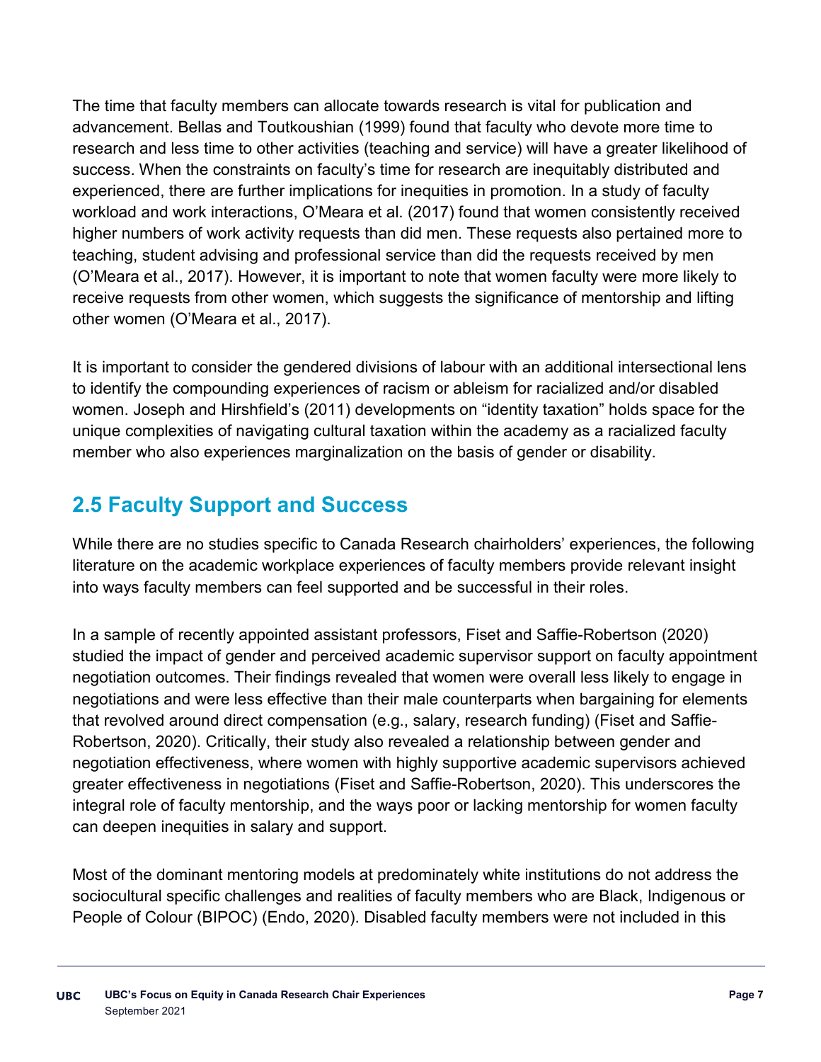The time that faculty members can allocate towards research is vital for publication and advancement. Bellas and Toutkoushian (1999) found that faculty who devote more time to research and less time to other activities (teaching and service) will have a greater likelihood of success. When the constraints on faculty's time for research are inequitably distributed and experienced, there are further implications for inequities in promotion. In a study of faculty workload and work interactions, O'Meara et al. (2017) found that women consistently received higher numbers of work activity requests than did men. These requests also pertained more to teaching, student advising and professional service than did the requests received by men (O'Meara et al., 2017). However, it is important to note that women faculty were more likely to receive requests from other women, which suggests the significance of mentorship and lifting other women (O'Meara et al., 2017).

It is important to consider the gendered divisions of labour with an additional intersectional lens to identify the compounding experiences of racism or ableism for racialized and/or disabled women. Joseph and Hirshfield's (2011) developments on "identity taxation" holds space for the unique complexities of navigating cultural taxation within the academy as a racialized faculty member who also experiences marginalization on the basis of gender or disability.

## 2.5 Faculty Support and Success

While there are no studies specific to Canada Research chairholders' experiences, the following literature on the academic workplace experiences of faculty members provide relevant insight into ways faculty members can feel supported and be successful in their roles.

In a sample of recently appointed assistant professors, Fiset and Saffie-Robertson (2020) studied the impact of gender and perceived academic supervisor support on faculty appointment negotiation outcomes. Their findings revealed that women were overall less likely to engage in negotiations and were less effective than their male counterparts when bargaining for elements that revolved around direct compensation (e.g., salary, research funding) (Fiset and Saffie-Robertson, 2020). Critically, their study also revealed a relationship between gender and negotiation effectiveness, where women with highly supportive academic supervisors achieved greater effectiveness in negotiations (Fiset and Saffie-Robertson, 2020). This underscores the integral role of faculty mentorship, and the ways poor or lacking mentorship for women faculty can deepen inequities in salary and support.

Most of the dominant mentoring models at predominately white institutions do not address the sociocultural specific challenges and realities of faculty members who are Black, Indigenous or People of Colour (BIPOC) (Endo, 2020). Disabled faculty members were not included in this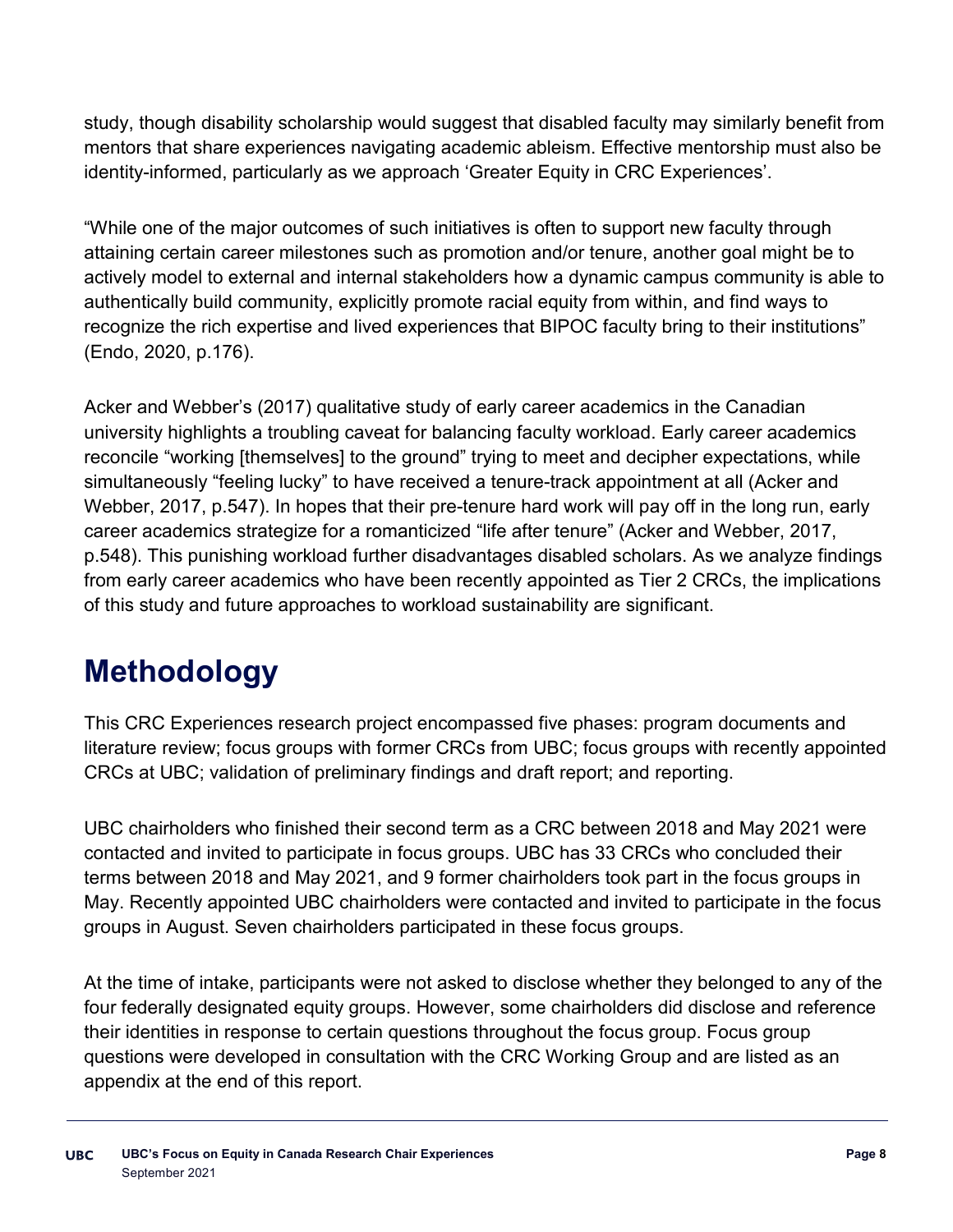study, though disability scholarship would suggest that disabled faculty may similarly benefit from mentors that share experiences navigating academic ableism. Effective mentorship must also be identity-informed, particularly as we approach 'Greater Equity in CRC Experiences'.

"While one of the major outcomes of such initiatives is often to support new faculty through attaining certain career milestones such as promotion and/or tenure, another goal might be to actively model to external and internal stakeholders how a dynamic campus community is able to authentically build community, explicitly promote racial equity from within, and find ways to recognize the rich expertise and lived experiences that BIPOC faculty bring to their institutions" (Endo, 2020, p.176).

Acker and Webber's (2017) qualitative study of early career academics in the Canadian university highlights a troubling caveat for balancing faculty workload. Early career academics reconcile "working [themselves] to the ground" trying to meet and decipher expectations, while simultaneously "feeling lucky" to have received a tenure-track appointment at all (Acker and Webber, 2017, p.547). In hopes that their pre-tenure hard work will pay off in the long run, early career academics strategize for a romanticized "life after tenure" (Acker and Webber, 2017, p.548). This punishing workload further disadvantages disabled scholars. As we analyze findings from early career academics who have been recently appointed as Tier 2 CRCs, the implications of this study and future approaches to workload sustainability are significant.

# Methodology

This CRC Experiences research project encompassed five phases: program documents and literature review; focus groups with former CRCs from UBC; focus groups with recently appointed CRCs at UBC; validation of preliminary findings and draft report; and reporting.

UBC chairholders who finished their second term as a CRC between 2018 and May 2021 were contacted and invited to participate in focus groups. UBC has 33 CRCs who concluded their terms between 2018 and May 2021, and 9 former chairholders took part in the focus groups in May. Recently appointed UBC chairholders were contacted and invited to participate in the focus groups in August. Seven chairholders participated in these focus groups.

At the time of intake, participants were not asked to disclose whether they belonged to any of the four federally designated equity groups. However, some chairholders did disclose and reference their identities in response to certain questions throughout the focus group. Focus group questions were developed in consultation with the CRC Working Group and are listed as an appendix at the end of this report.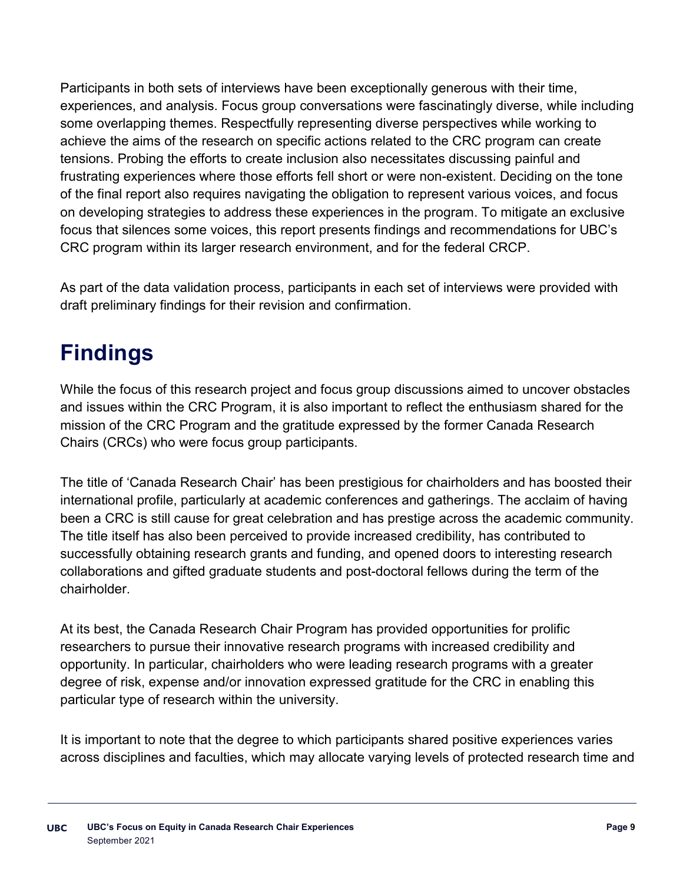Participants in both sets of interviews have been exceptionally generous with their time, experiences, and analysis. Focus group conversations were fascinatingly diverse, while including some overlapping themes. Respectfully representing diverse perspectives while working to achieve the aims of the research on specific actions related to the CRC program can create tensions. Probing the efforts to create inclusion also necessitates discussing painful and frustrating experiences where those efforts fell short or were non-existent. Deciding on the tone of the final report also requires navigating the obligation to represent various voices, and focus on developing strategies to address these experiences in the program. To mitigate an exclusive focus that silences some voices, this report presents findings and recommendations for UBC's CRC program within its larger research environment, and for the federal CRCP.

As part of the data validation process, participants in each set of interviews were provided with draft preliminary findings for their revision and confirmation.

# Findings

While the focus of this research project and focus group discussions aimed to uncover obstacles and issues within the CRC Program, it is also important to reflect the enthusiasm shared for the mission of the CRC Program and the gratitude expressed by the former Canada Research Chairs (CRCs) who were focus group participants.

The title of 'Canada Research Chair' has been prestigious for chairholders and has boosted their international profile, particularly at academic conferences and gatherings. The acclaim of having been a CRC is still cause for great celebration and has prestige across the academic community. The title itself has also been perceived to provide increased credibility, has contributed to successfully obtaining research grants and funding, and opened doors to interesting research collaborations and gifted graduate students and post-doctoral fellows during the term of the chairholder.

At its best, the Canada Research Chair Program has provided opportunities for prolific researchers to pursue their innovative research programs with increased credibility and opportunity. In particular, chairholders who were leading research programs with a greater degree of risk, expense and/or innovation expressed gratitude for the CRC in enabling this particular type of research within the university.

It is important to note that the degree to which participants shared positive experiences varies across disciplines and faculties, which may allocate varying levels of protected research time and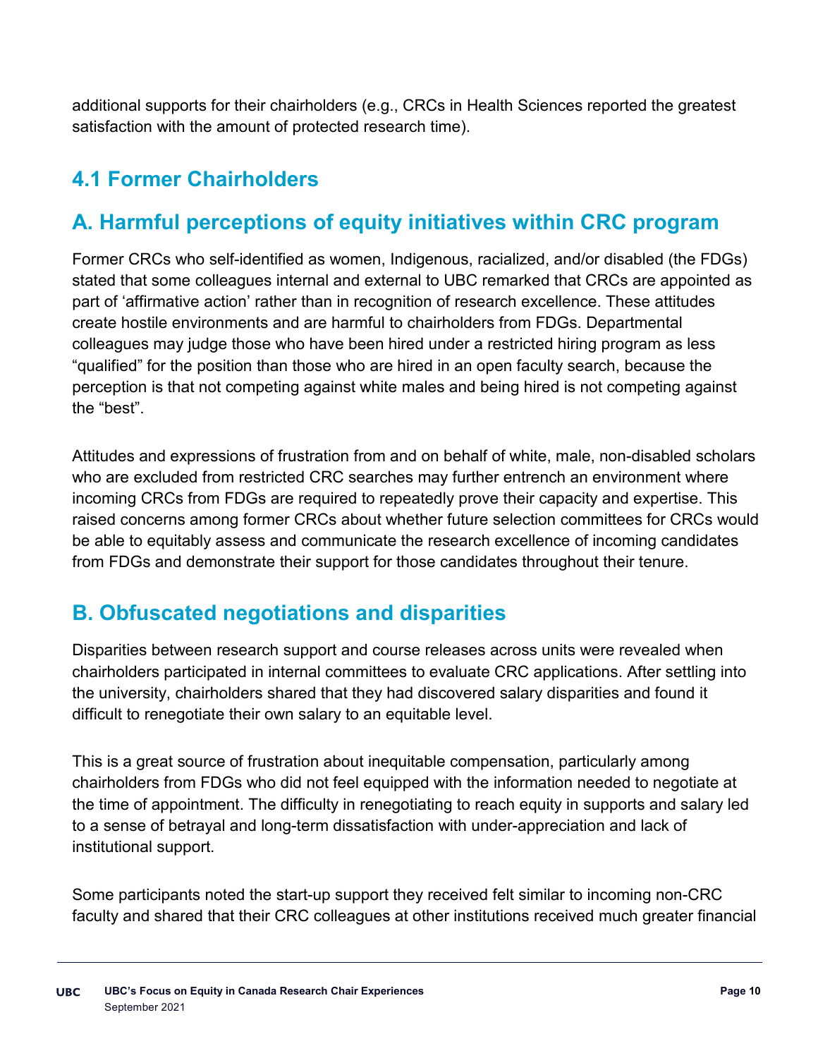additional supports for their chairholders (e.g., CRCs in Health Sciences reported the greatest satisfaction with the amount of protected research time).

## 4.1 Former Chairholders

## A. Harmful perceptions of equity initiatives within CRC program

Former CRCs who self-identified as women, Indigenous, racialized, and/or disabled (the FDGs) stated that some colleagues internal and external to UBC remarked that CRCs are appointed as part of 'affirmative action' rather than in recognition of research excellence. These attitudes create hostile environments and are harmful to chairholders from FDGs. Departmental colleagues may judge those who have been hired under a restricted hiring program as less "qualified" for the position than those who are hired in an open faculty search, because the perception is that not competing against white males and being hired is not competing against the "best".

Attitudes and expressions of frustration from and on behalf of white, male, non-disabled scholars who are excluded from restricted CRC searches may further entrench an environment where incoming CRCs from FDGs are required to repeatedly prove their capacity and expertise. This raised concerns among former CRCs about whether future selection committees for CRCs would be able to equitably assess and communicate the research excellence of incoming candidates from FDGs and demonstrate their support for those candidates throughout their tenure.

## B. Obfuscated negotiations and disparities

Disparities between research support and course releases across units were revealed when chairholders participated in internal committees to evaluate CRC applications. After settling into the university, chairholders shared that they had discovered salary disparities and found it difficult to renegotiate their own salary to an equitable level.

This is a great source of frustration about inequitable compensation, particularly among chairholders from FDGs who did not feel equipped with the information needed to negotiate at the time of appointment. The difficulty in renegotiating to reach equity in supports and salary led to a sense of betrayal and long-term dissatisfaction with under-appreciation and lack of institutional support.

Some participants noted the start-up support they received felt similar to incoming non-CRC faculty and shared that their CRC colleagues at other institutions received much greater financial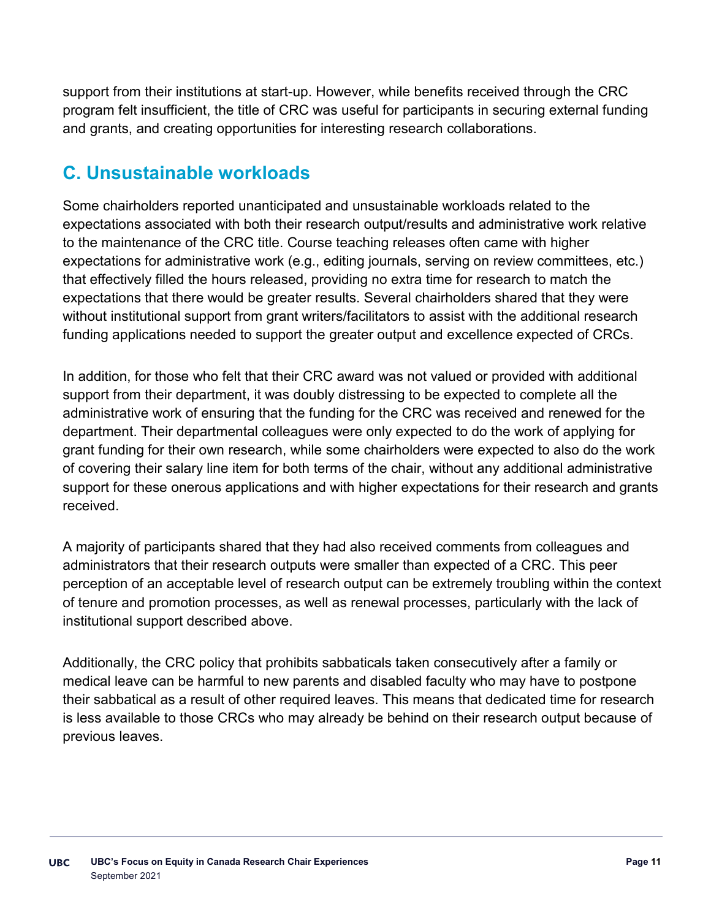support from their institutions at start-up. However, while benefits received through the CRC program felt insufficient, the title of CRC was useful for participants in securing external funding and grants, and creating opportunities for interesting research collaborations.

## C. Unsustainable workloads

Some chairholders reported unanticipated and unsustainable workloads related to the expectations associated with both their research output/results and administrative work relative to the maintenance of the CRC title. Course teaching releases often came with higher expectations for administrative work (e.g., editing journals, serving on review committees, etc.) that effectively filled the hours released, providing no extra time for research to match the expectations that there would be greater results. Several chairholders shared that they were without institutional support from grant writers/facilitators to assist with the additional research funding applications needed to support the greater output and excellence expected of CRCs.

In addition, for those who felt that their CRC award was not valued or provided with additional support from their department, it was doubly distressing to be expected to complete all the administrative work of ensuring that the funding for the CRC was received and renewed for the department. Their departmental colleagues were only expected to do the work of applying for grant funding for their own research, while some chairholders were expected to also do the work of covering their salary line item for both terms of the chair, without any additional administrative support for these onerous applications and with higher expectations for their research and grants received.

A majority of participants shared that they had also received comments from colleagues and administrators that their research outputs were smaller than expected of a CRC. This peer perception of an acceptable level of research output can be extremely troubling within the context of tenure and promotion processes, as well as renewal processes, particularly with the lack of institutional support described above.

Additionally, the CRC policy that prohibits sabbaticals taken consecutively after a family or medical leave can be harmful to new parents and disabled faculty who may have to postpone their sabbatical as a result of other required leaves. This means that dedicated time for research is less available to those CRCs who may already be behind on their research output because of previous leaves.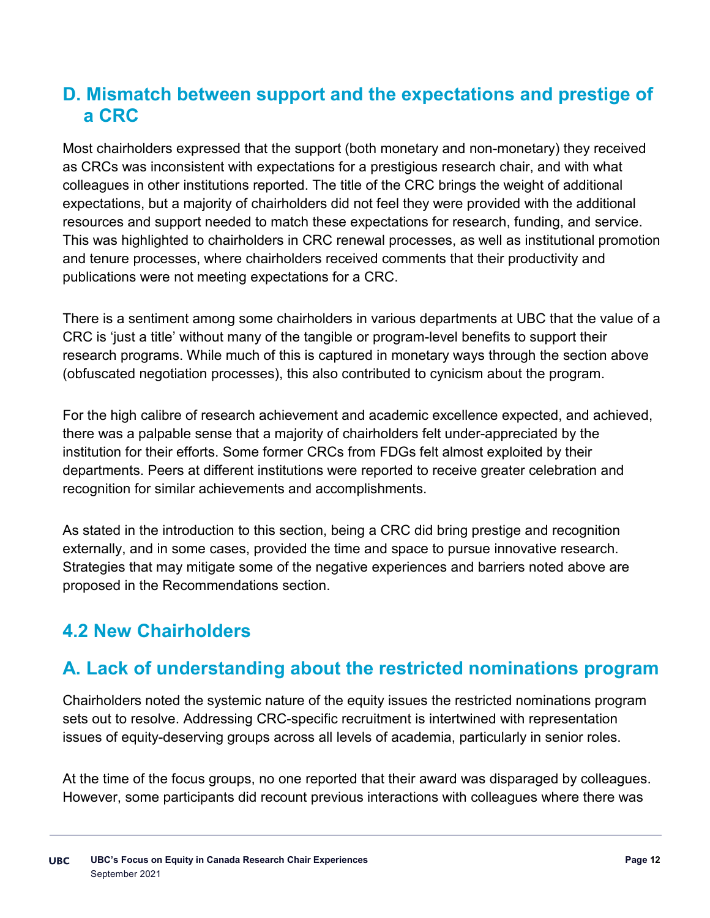## D. Mismatch between support and the expectations and prestige of a CRC

Most chairholders expressed that the support (both monetary and non-monetary) they received as CRCs was inconsistent with expectations for a prestigious research chair, and with what colleagues in other institutions reported. The title of the CRC brings the weight of additional expectations, but a majority of chairholders did not feel they were provided with the additional resources and support needed to match these expectations for research, funding, and service. This was highlighted to chairholders in CRC renewal processes, as well as institutional promotion and tenure processes, where chairholders received comments that their productivity and publications were not meeting expectations for a CRC.

There is a sentiment among some chairholders in various departments at UBC that the value of a CRC is 'just a title' without many of the tangible or program-level benefits to support their research programs. While much of this is captured in monetary ways through the section above (obfuscated negotiation processes), this also contributed to cynicism about the program.

For the high calibre of research achievement and academic excellence expected, and achieved, there was a palpable sense that a majority of chairholders felt under-appreciated by the institution for their efforts. Some former CRCs from FDGs felt almost exploited by their departments. Peers at different institutions were reported to receive greater celebration and recognition for similar achievements and accomplishments.

As stated in the introduction to this section, being a CRC did bring prestige and recognition externally, and in some cases, provided the time and space to pursue innovative research. Strategies that may mitigate some of the negative experiences and barriers noted above are proposed in the Recommendations section.

## 4.2 New Chairholders

## A. Lack of understanding about the restricted nominations program

Chairholders noted the systemic nature of the equity issues the restricted nominations program sets out to resolve. Addressing CRC-specific recruitment is intertwined with representation issues of equity-deserving groups across all levels of academia, particularly in senior roles.

At the time of the focus groups, no one reported that their award was disparaged by colleagues. However, some participants did recount previous interactions with colleagues where there was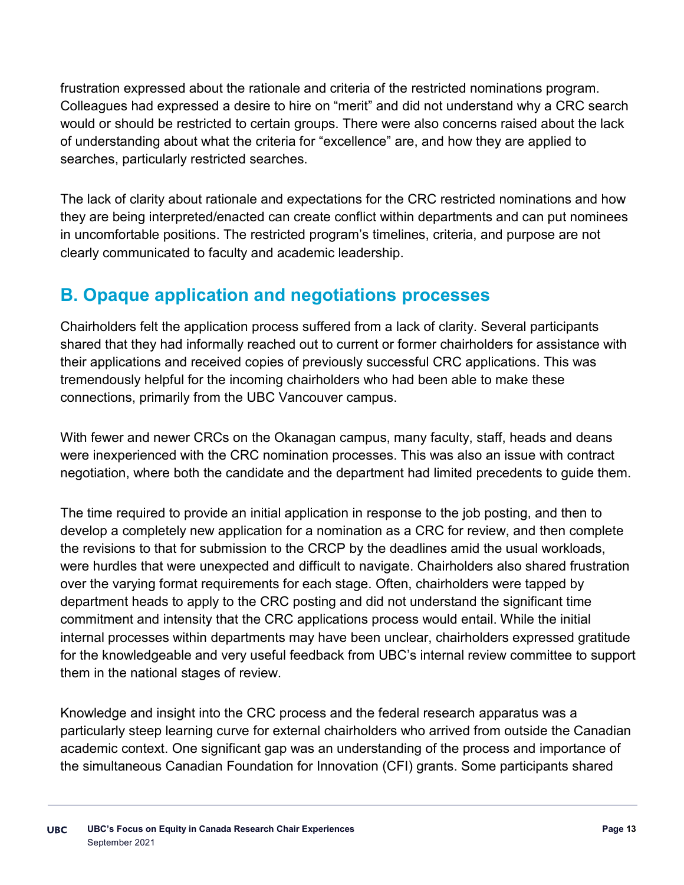frustration expressed about the rationale and criteria of the restricted nominations program. Colleagues had expressed a desire to hire on "merit" and did not understand why a CRC search would or should be restricted to certain groups. There were also concerns raised about the lack of understanding about what the criteria for "excellence" are, and how they are applied to searches, particularly restricted searches.

The lack of clarity about rationale and expectations for the CRC restricted nominations and how they are being interpreted/enacted can create conflict within departments and can put nominees in uncomfortable positions. The restricted program's timelines, criteria, and purpose are not clearly communicated to faculty and academic leadership.

## B. Opaque application and negotiations processes

Chairholders felt the application process suffered from a lack of clarity. Several participants shared that they had informally reached out to current or former chairholders for assistance with their applications and received copies of previously successful CRC applications. This was tremendously helpful for the incoming chairholders who had been able to make these connections, primarily from the UBC Vancouver campus.

With fewer and newer CRCs on the Okanagan campus, many faculty, staff, heads and deans were inexperienced with the CRC nomination processes. This was also an issue with contract negotiation, where both the candidate and the department had limited precedents to guide them.

The time required to provide an initial application in response to the job posting, and then to develop a completely new application for a nomination as a CRC for review, and then complete the revisions to that for submission to the CRCP by the deadlines amid the usual workloads, were hurdles that were unexpected and difficult to navigate. Chairholders also shared frustration over the varying format requirements for each stage. Often, chairholders were tapped by department heads to apply to the CRC posting and did not understand the significant time commitment and intensity that the CRC applications process would entail. While the initial internal processes within departments may have been unclear, chairholders expressed gratitude for the knowledgeable and very useful feedback from UBC's internal review committee to support them in the national stages of review.

Knowledge and insight into the CRC process and the federal research apparatus was a particularly steep learning curve for external chairholders who arrived from outside the Canadian academic context. One significant gap was an understanding of the process and importance of the simultaneous Canadian Foundation for Innovation (CFI) grants. Some participants shared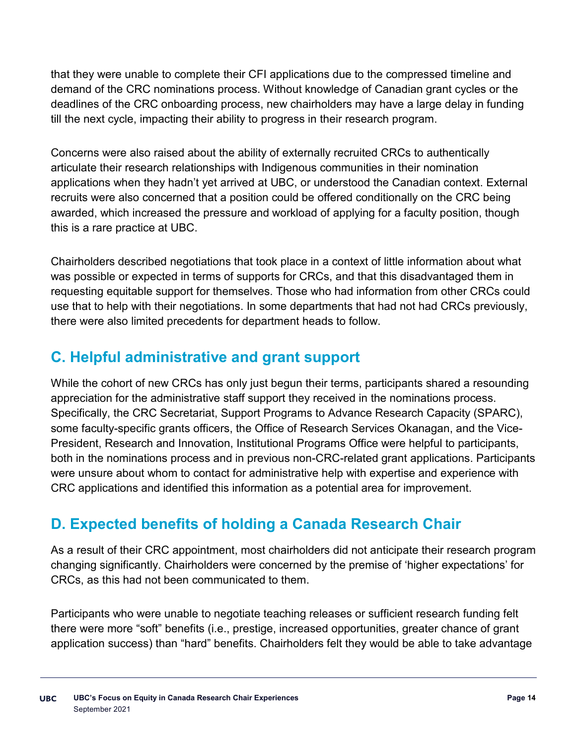that they were unable to complete their CFI applications due to the compressed timeline and demand of the CRC nominations process. Without knowledge of Canadian grant cycles or the deadlines of the CRC onboarding process, new chairholders may have a large delay in funding till the next cycle, impacting their ability to progress in their research program.

Concerns were also raised about the ability of externally recruited CRCs to authentically articulate their research relationships with Indigenous communities in their nomination applications when they hadn't yet arrived at UBC, or understood the Canadian context. External recruits were also concerned that a position could be offered conditionally on the CRC being awarded, which increased the pressure and workload of applying for a faculty position, though this is a rare practice at UBC.

Chairholders described negotiations that took place in a context of little information about what was possible or expected in terms of supports for CRCs, and that this disadvantaged them in requesting equitable support for themselves. Those who had information from other CRCs could use that to help with their negotiations. In some departments that had not had CRCs previously, there were also limited precedents for department heads to follow.

## C. Helpful administrative and grant support

While the cohort of new CRCs has only just begun their terms, participants shared a resounding appreciation for the administrative staff support they received in the nominations process. Specifically, the CRC Secretariat, Support Programs to Advance Research Capacity (SPARC), some faculty-specific grants officers, the Office of Research Services Okanagan, and the Vice-President, Research and Innovation, Institutional Programs Office were helpful to participants, both in the nominations process and in previous non-CRC-related grant applications. Participants were unsure about whom to contact for administrative help with expertise and experience with CRC applications and identified this information as a potential area for improvement.

## D. Expected benefits of holding a Canada Research Chair

As a result of their CRC appointment, most chairholders did not anticipate their research program changing significantly. Chairholders were concerned by the premise of 'higher expectations' for CRCs, as this had not been communicated to them.

Participants who were unable to negotiate teaching releases or sufficient research funding felt there were more "soft" benefits (i.e., prestige, increased opportunities, greater chance of grant application success) than "hard" benefits. Chairholders felt they would be able to take advantage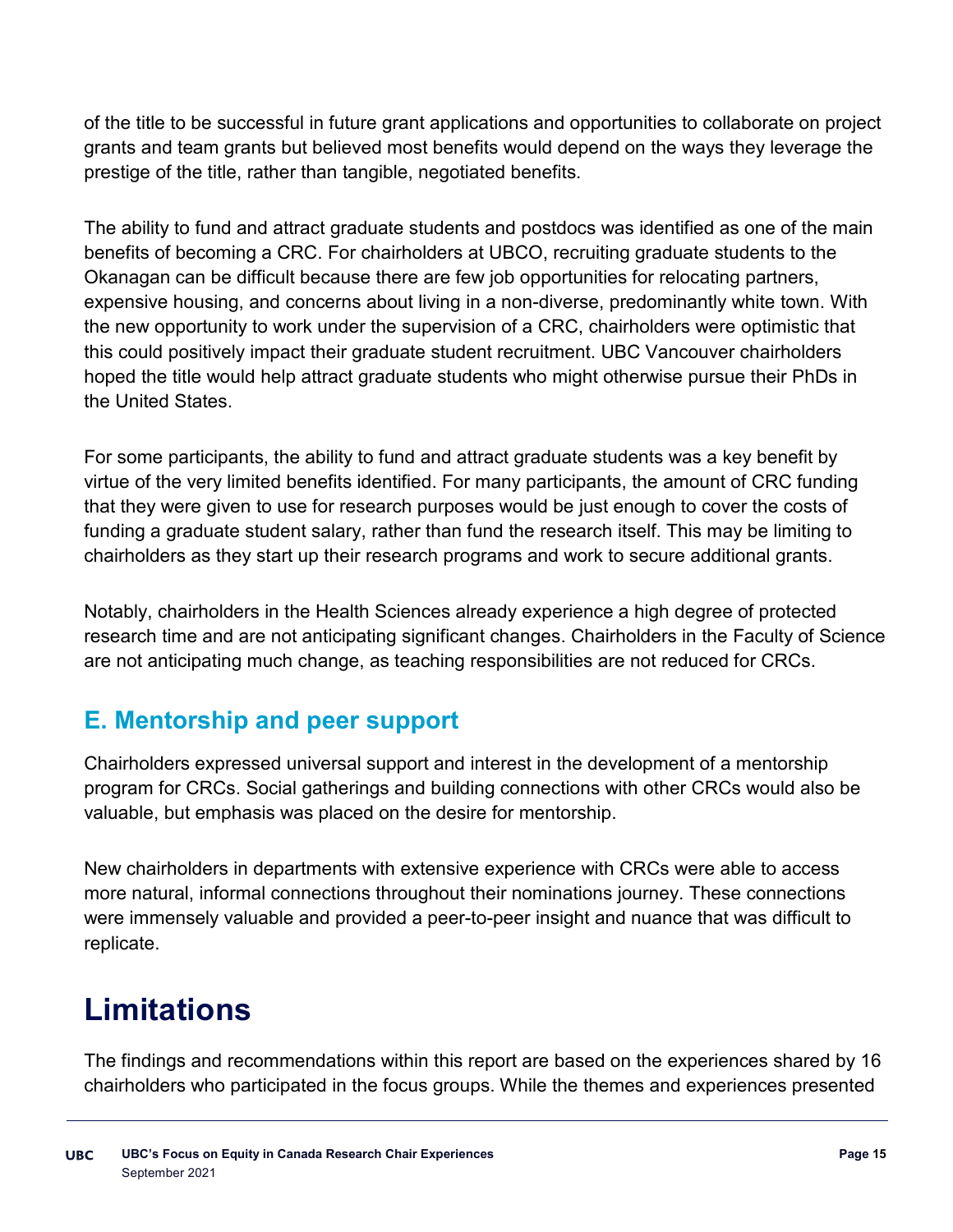of the title to be successful in future grant applications and opportunities to collaborate on project grants and team grants but believed most benefits would depend on the ways they leverage the prestige of the title, rather than tangible, negotiated benefits.

The ability to fund and attract graduate students and postdocs was identified as one of the main benefits of becoming a CRC. For chairholders at UBCO, recruiting graduate students to the Okanagan can be difficult because there are few job opportunities for relocating partners, expensive housing, and concerns about living in a non-diverse, predominantly white town. With the new opportunity to work under the supervision of a CRC, chairholders were optimistic that this could positively impact their graduate student recruitment. UBC Vancouver chairholders hoped the title would help attract graduate students who might otherwise pursue their PhDs in the United States.

For some participants, the ability to fund and attract graduate students was a key benefit by virtue of the very limited benefits identified. For many participants, the amount of CRC funding that they were given to use for research purposes would be just enough to cover the costs of funding a graduate student salary, rather than fund the research itself. This may be limiting to chairholders as they start up their research programs and work to secure additional grants.

Notably, chairholders in the Health Sciences already experience a high degree of protected research time and are not anticipating significant changes. Chairholders in the Faculty of Science are not anticipating much change, as teaching responsibilities are not reduced for CRCs.

## E. Mentorship and peer support

Chairholders expressed universal support and interest in the development of a mentorship program for CRCs. Social gatherings and building connections with other CRCs would also be valuable, but emphasis was placed on the desire for mentorship.

New chairholders in departments with extensive experience with CRCs were able to access more natural, informal connections throughout their nominations journey. These connections were immensely valuable and provided a peer-to-peer insight and nuance that was difficult to replicate.

# Limitations

The findings and recommendations within this report are based on the experiences shared by 16 chairholders who participated in the focus groups. While the themes and experiences presented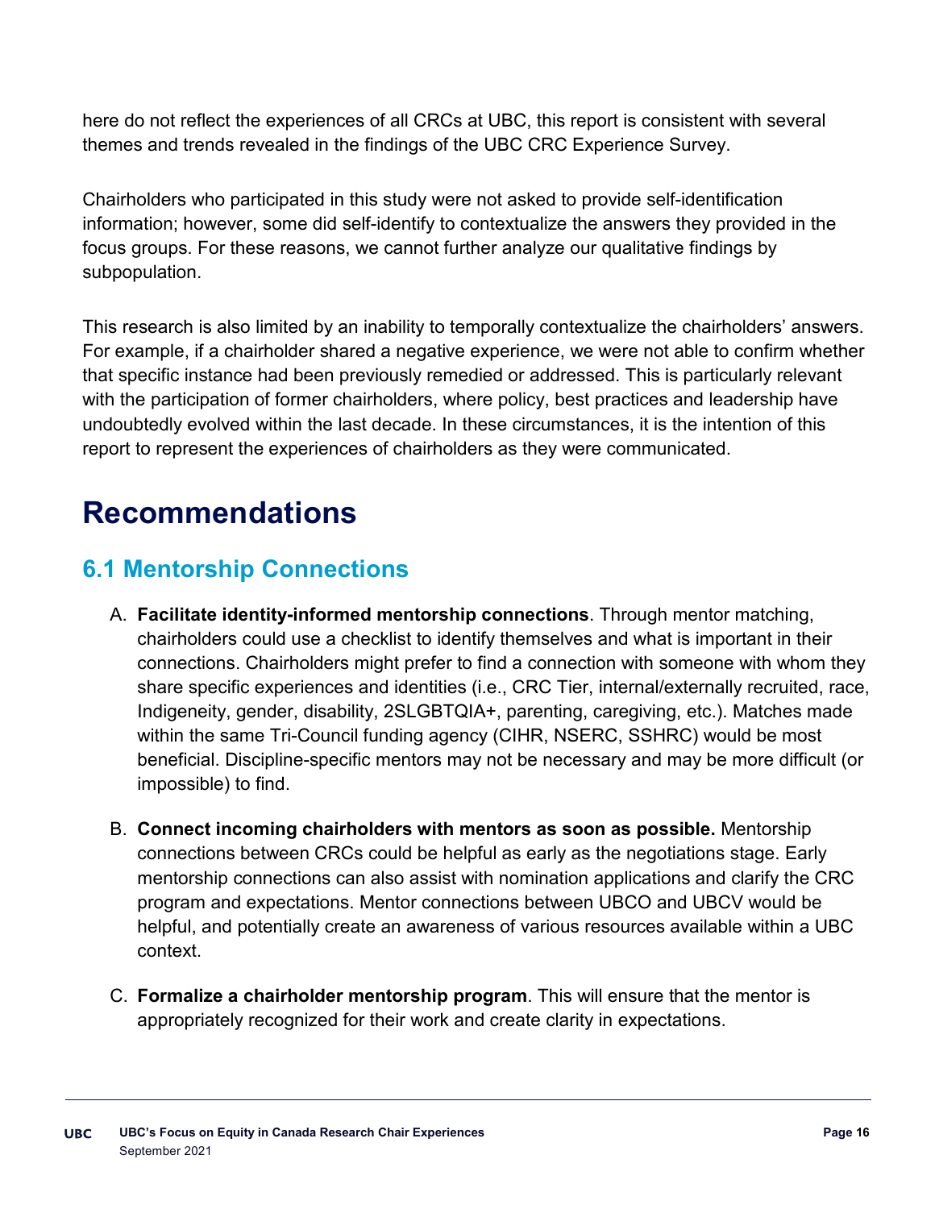here do not reflect the experiences of all CRCs at UBC, this report is consistent with several themes and trends revealed in the findings of the UBC CRC Experience Survey.

Chairholders who participated in this study were not asked to provide self-identification information; however, some did self-identify to contextualize the answers they provided in the focus groups. For these reasons, we cannot further analyze our qualitative findings by subpopulation.

This research is also limited by an inability to temporally contextualize the chairholders' answers. For example, if a chairholder shared a negative experience, we were not able to confirm whether that specific instance had been previously remedied or addressed. This is particularly relevant with the participation of former chairholders, where policy, best practices and leadership have undoubtedly evolved within the last decade. In these circumstances, it is the intention of this report to represent the experiences of chairholders as they were communicated.

# Recommendations

## 6.1 Mentorship Connections

A. **Facilitate identity-informed mentorship connections**. Through mentor matching, chairholders could use a checklist to identify themselves and what is important in their connections. Chairholders might prefer to find a connection with someone with whom they share specific experiences and identities (i.e., CRC Tier, internal/externally recruited, race, Indigeneity, gender, disability, 2SLGBTQIA+, parenting, caregiving, etc.). Matches made within the same Tri-Council funding agency (CIHR, NSERC, SSHRC) would be most beneficial. Discipline-specific mentors may not be necessary and may be more difficult (or impossible) to find.

B. **Connect incoming chairholders with mentors as soon as possible.** Mentorship connections between CRCs could be helpful as early as the negotiations stage. Early mentorship connections can also assist with nomination applications and clarify the CRC program and expectations. Mentor connections between UBCO and UBCV would be helpful, and potentially create an awareness of various resources available within a UBC context.

C. **Formalize a chairholder mentorship program**. This will ensure that the mentor is appropriately recognized for their work and create clarity in expectations.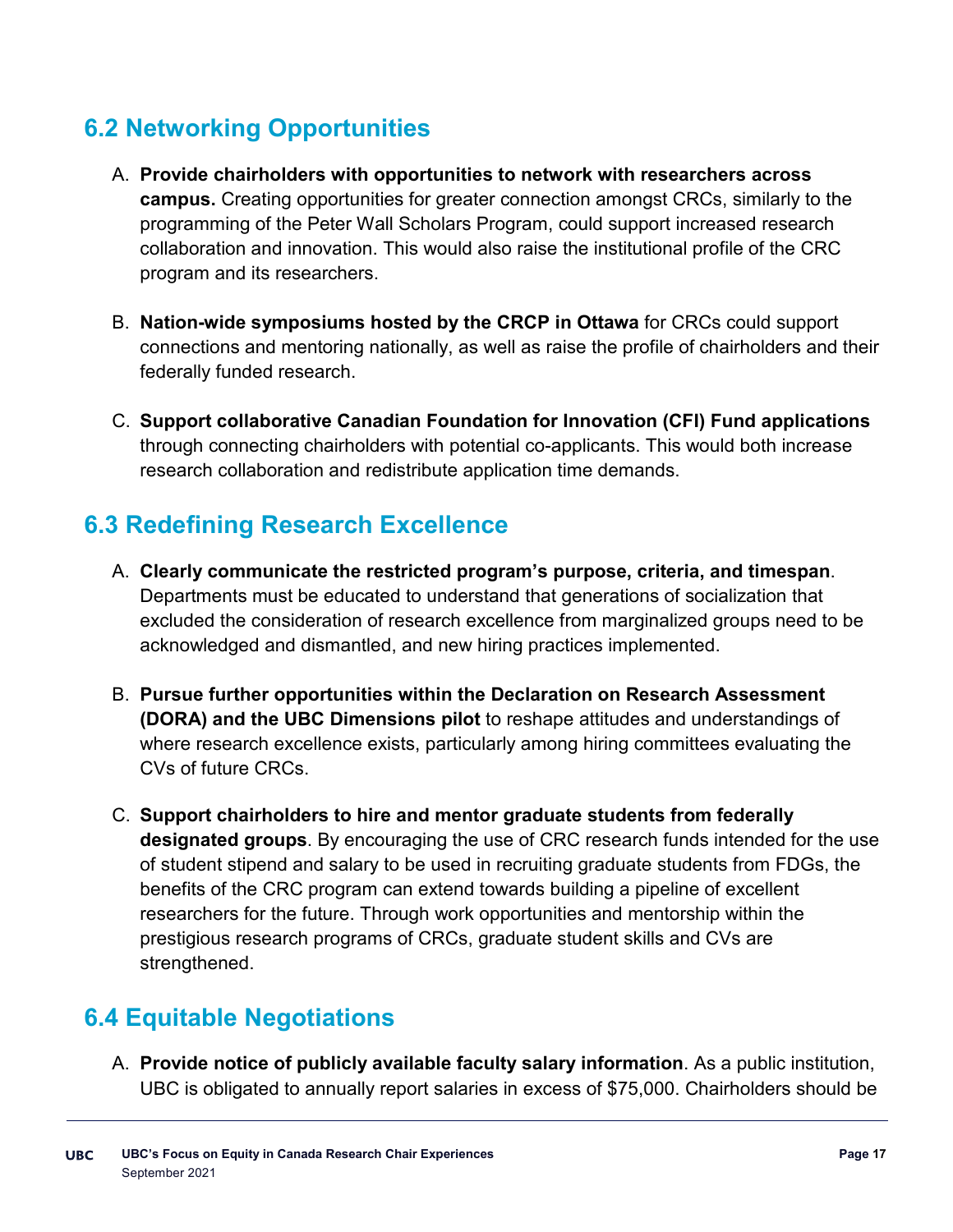## 6.2 Networking Opportunities

A. **Provide chairholders with opportunities to network with researchers across campus.** Creating opportunities for greater connection amongst CRCs, similarly to the programming of the Peter Wall Scholars Program, could support increased research collaboration and innovation. This would also raise the institutional profile of the CRC program and its researchers.

B. **Nation-wide symposiums hosted by the CRCP in Ottawa** for CRCs could support connections and mentoring nationally, as well as raise the profile of chairholders and their federally funded research.

C. **Support collaborative Canadian Foundation for Innovation (CFI) Fund applications** through connecting chairholders with potential co-applicants. This would both increase research collaboration and redistribute application time demands.

## 6.3 Redefining Research Excellence

A. **Clearly communicate the restricted program's purpose, criteria, and timespan**. Departments must be educated to understand that generations of socialization that excluded the consideration of research excellence from marginalized groups need to be acknowledged and dismantled, and new hiring practices implemented.

B. **Pursue further opportunities within the Declaration on Research Assessment (DORA) and the UBC Dimensions pilot** to reshape attitudes and understandings of where research excellence exists, particularly among hiring committees evaluating the CVs of future CRCs.

C. **Support chairholders to hire and mentor graduate students from federally designated groups**. By encouraging the use of CRC research funds intended for the use of student stipend and salary to be used in recruiting graduate students from FDGs, the benefits of the CRC program can extend towards building a pipeline of excellent researchers for the future. Through work opportunities and mentorship within the prestigious research programs of CRCs, graduate student skills and CVs are strengthened.

## 6.4 Equitable Negotiations

A. **Provide notice of publicly available faculty salary information**. As a public institution, UBC is obligated to annually report salaries in excess of $75,000. Chairholders should be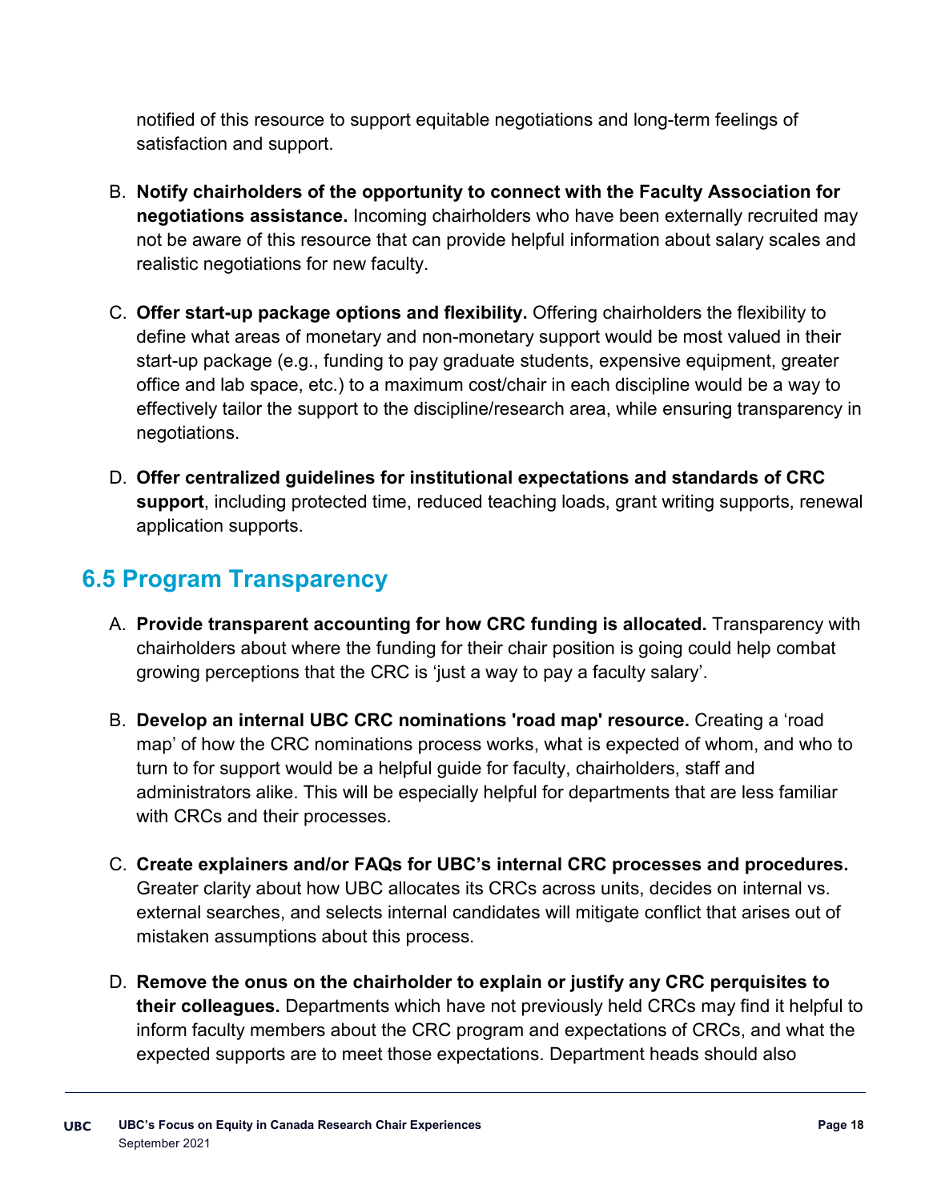notified of this resource to support equitable negotiations and long-term feelings of satisfaction and support.

B. **Notify chairholders of the opportunity to connect with the Faculty Association for negotiations assistance.** Incoming chairholders who have been externally recruited may not be aware of this resource that can provide helpful information about salary scales and realistic negotiations for new faculty.

C. **Offer start-up package options and flexibility.** Offering chairholders the flexibility to define what areas of monetary and non-monetary support would be most valued in their start-up package (e.g., funding to pay graduate students, expensive equipment, greater office and lab space, etc.) to a maximum cost/chair in each discipline would be a way to effectively tailor the support to the discipline/research area, while ensuring transparency in negotiations.

D. **Offer centralized guidelines for institutional expectations and standards of CRC support**, including protected time, reduced teaching loads, grant writing supports, renewal application supports.

## 6.5 Program Transparency

A. **Provide transparent accounting for how CRC funding is allocated.** Transparency with chairholders about where the funding for their chair position is going could help combat growing perceptions that the CRC is 'just a way to pay a faculty salary'.

B. **Develop an internal UBC CRC nominations 'road map' resource.** Creating a 'road map' of how the CRC nominations process works, what is expected of whom, and who to turn to for support would be a helpful guide for faculty, chairholders, staff and administrators alike. This will be especially helpful for departments that are less familiar with CRCs and their processes.

C. **Create explainers and/or FAQs for UBC's internal CRC processes and procedures.** Greater clarity about how UBC allocates its CRCs across units, decides on internal vs. external searches, and selects internal candidates will mitigate conflict that arises out of mistaken assumptions about this process.

D. **Remove the onus on the chairholder to explain or justify any CRC perquisites to their colleagues.** Departments which have not previously held CRCs may find it helpful to inform faculty members about the CRC program and expectations of CRCs, and what the expected supports are to meet those expectations. Department heads should also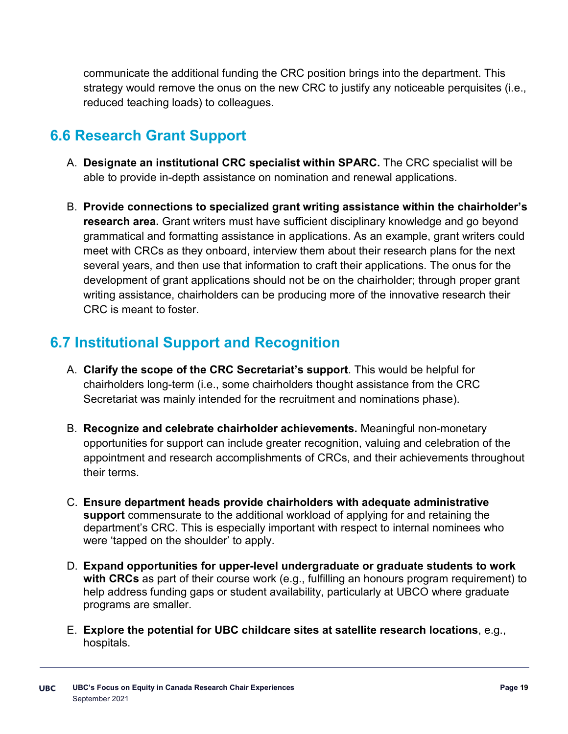communicate the additional funding the CRC position brings into the department. This strategy would remove the onus on the new CRC to justify any noticeable perquisites (i.e., reduced teaching loads) to colleagues.

## 6.6 Research Grant Support

A. **Designate an institutional CRC specialist within SPARC.** The CRC specialist will be able to provide in-depth assistance on nomination and renewal applications.

B. **Provide connections to specialized grant writing assistance within the chairholder's research area.** Grant writers must have sufficient disciplinary knowledge and go beyond grammatical and formatting assistance in applications. As an example, grant writers could meet with CRCs as they onboard, interview them about their research plans for the next several years, and then use that information to craft their applications. The onus for the development of grant applications should not be on the chairholder; through proper grant writing assistance, chairholders can be producing more of the innovative research their CRC is meant to foster.

## 6.7 Institutional Support and Recognition

A. **Clarify the scope of the CRC Secretariat's support**. This would be helpful for chairholders long-term (i.e., some chairholders thought assistance from the CRC Secretariat was mainly intended for the recruitment and nominations phase).

B. **Recognize and celebrate chairholder achievements.** Meaningful non-monetary opportunities for support can include greater recognition, valuing and celebration of the appointment and research accomplishments of CRCs, and their achievements throughout their terms.

C. **Ensure department heads provide chairholders with adequate administrative support** commensurate to the additional workload of applying for and retaining the department's CRC. This is especially important with respect to internal nominees who were 'tapped on the shoulder' to apply.

D. **Expand opportunities for upper-level undergraduate or graduate students to work with CRCs** as part of their course work (e.g., fulfilling an honours program requirement) to help address funding gaps or student availability, particularly at UBCO where graduate programs are smaller.

E. **Explore the potential for UBC childcare sites at satellite research locations**, e.g., hospitals.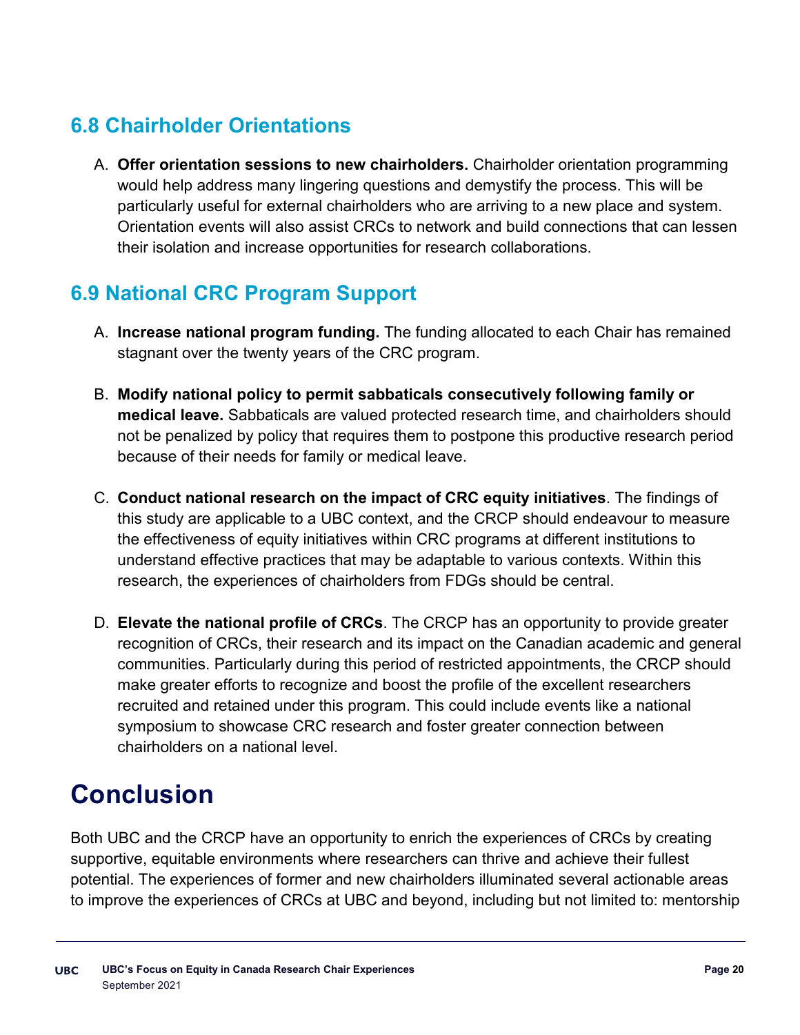## 6.8 Chairholder Orientations

A. **Offer orientation sessions to new chairholders.** Chairholder orientation programming would help address many lingering questions and demystify the process. This will be particularly useful for external chairholders who are arriving to a new place and system. Orientation events will also assist CRCs to network and build connections that can lessen their isolation and increase opportunities for research collaborations.

## 6.9 National CRC Program Support

A. **Increase national program funding.** The funding allocated to each Chair has remained stagnant over the twenty years of the CRC program.

B. **Modify national policy to permit sabbaticals consecutively following family or medical leave.** Sabbaticals are valued protected research time, and chairholders should not be penalized by policy that requires them to postpone this productive research period because of their needs for family or medical leave.

C. **Conduct national research on the impact of CRC equity initiatives**. The findings of this study are applicable to a UBC context, and the CRCP should endeavour to measure the effectiveness of equity initiatives within CRC programs at different institutions to understand effective practices that may be adaptable to various contexts. Within this research, the experiences of chairholders from FDGs should be central.

D. **Elevate the national profile of CRCs**. The CRCP has an opportunity to provide greater recognition of CRCs, their research and its impact on the Canadian academic and general communities. Particularly during this period of restricted appointments, the CRCP should make greater efforts to recognize and boost the profile of the excellent researchers recruited and retained under this program. This could include events like a national symposium to showcase CRC research and foster greater connection between chairholders on a national level.

# Conclusion

Both UBC and the CRCP have an opportunity to enrich the experiences of CRCs by creating supportive, equitable environments where researchers can thrive and achieve their fullest potential. The experiences of former and new chairholders illuminated several actionable areas to improve the experiences of CRCs at UBC and beyond, including but not limited to: mentorship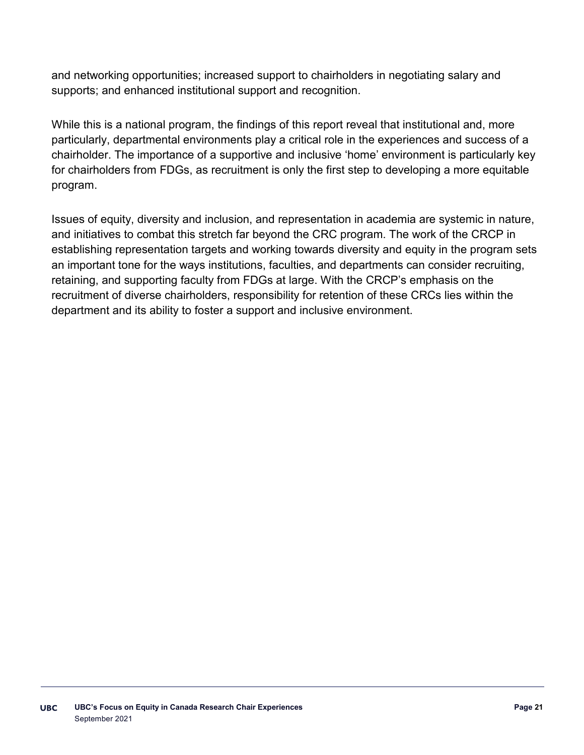and networking opportunities; increased support to chairholders in negotiating salary and supports; and enhanced institutional support and recognition.

While this is a national program, the findings of this report reveal that institutional and, more particularly, departmental environments play a critical role in the experiences and success of a chairholder. The importance of a supportive and inclusive 'home' environment is particularly key for chairholders from FDGs, as recruitment is only the first step to developing a more equitable program.

Issues of equity, diversity and inclusion, and representation in academia are systemic in nature, and initiatives to combat this stretch far beyond the CRC program. The work of the CRCP in establishing representation targets and working towards diversity and equity in the program sets an important tone for the ways institutions, faculties, and departments can consider recruiting, retaining, and supporting faculty from FDGs at large. With the CRCP's emphasis on the recruitment of diverse chairholders, responsibility for retention of these CRCs lies within the department and its ability to foster a support and inclusive environment.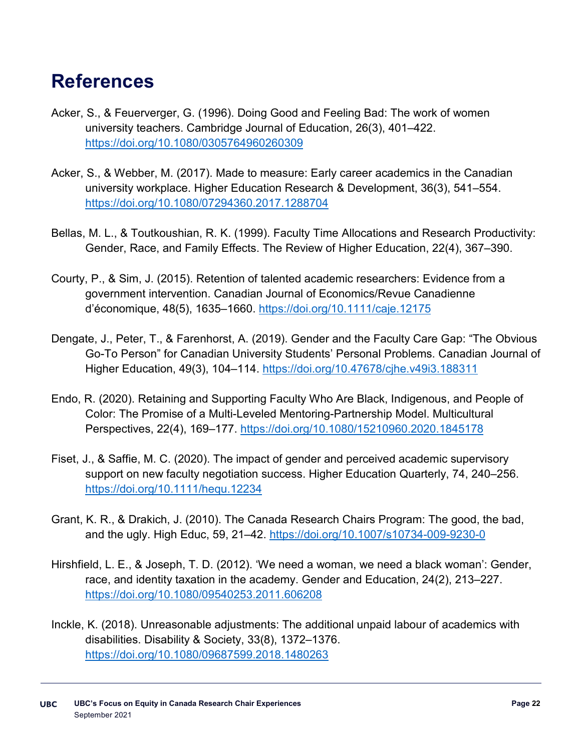# References

Acker, S., & Feuerverger, G. (1996). Doing Good and Feeling Bad: The work of women university teachers. Cambridge Journal of Education, 26(3), 401–422. https://doi.org/10.1080/0305764960260309

Acker, S., & Webber, M. (2017). Made to measure: Early career academics in the Canadian university workplace. Higher Education Research & Development, 36(3), 541–554. https://doi.org/10.1080/07294360.2017.1288704

Bellas, M. L., & Toutkoushian, R. K. (1999). Faculty Time Allocations and Research Productivity: Gender, Race, and Family Effects. The Review of Higher Education, 22(4), 367–390.

Courty, P., & Sim, J. (2015). Retention of talented academic researchers: Evidence from a government intervention. Canadian Journal of Economics/Revue Canadienne d'économique, 48(5), 1635–1660. https://doi.org/10.1111/caje.12175

Dengate, J., Peter, T., & Farenhorst, A. (2019). Gender and the Faculty Care Gap: "The Obvious Go-To Person" for Canadian University Students' Personal Problems. Canadian Journal of Higher Education, 49(3), 104–114. https://doi.org/10.47678/cjhe.v49i3.188311

Endo, R. (2020). Retaining and Supporting Faculty Who Are Black, Indigenous, and People of Color: The Promise of a Multi-Leveled Mentoring-Partnership Model. Multicultural Perspectives, 22(4), 169–177. https://doi.org/10.1080/15210960.2020.1845178

Fiset, J., & Saffie, M. C. (2020). The impact of gender and perceived academic supervisory support on new faculty negotiation success. Higher Education Quarterly, 74, 240–256. https://doi.org/10.1111/hequ.12234

Grant, K. R., & Drakich, J. (2010). The Canada Research Chairs Program: The good, the bad, and the ugly. High Educ, 59, 21–42. https://doi.org/10.1007/s10734-009-9230-0

Hirshfield, L. E., & Joseph, T. D. (2012). 'We need a woman, we need a black woman': Gender, race, and identity taxation in the academy. Gender and Education, 24(2), 213–227. https://doi.org/10.1080/09540253.2011.606208

Inckle, K. (2018). Unreasonable adjustments: The additional unpaid labour of academics with disabilities. Disability & Society, 33(8), 1372–1376. https://doi.org/10.1080/09687599.2018.1480263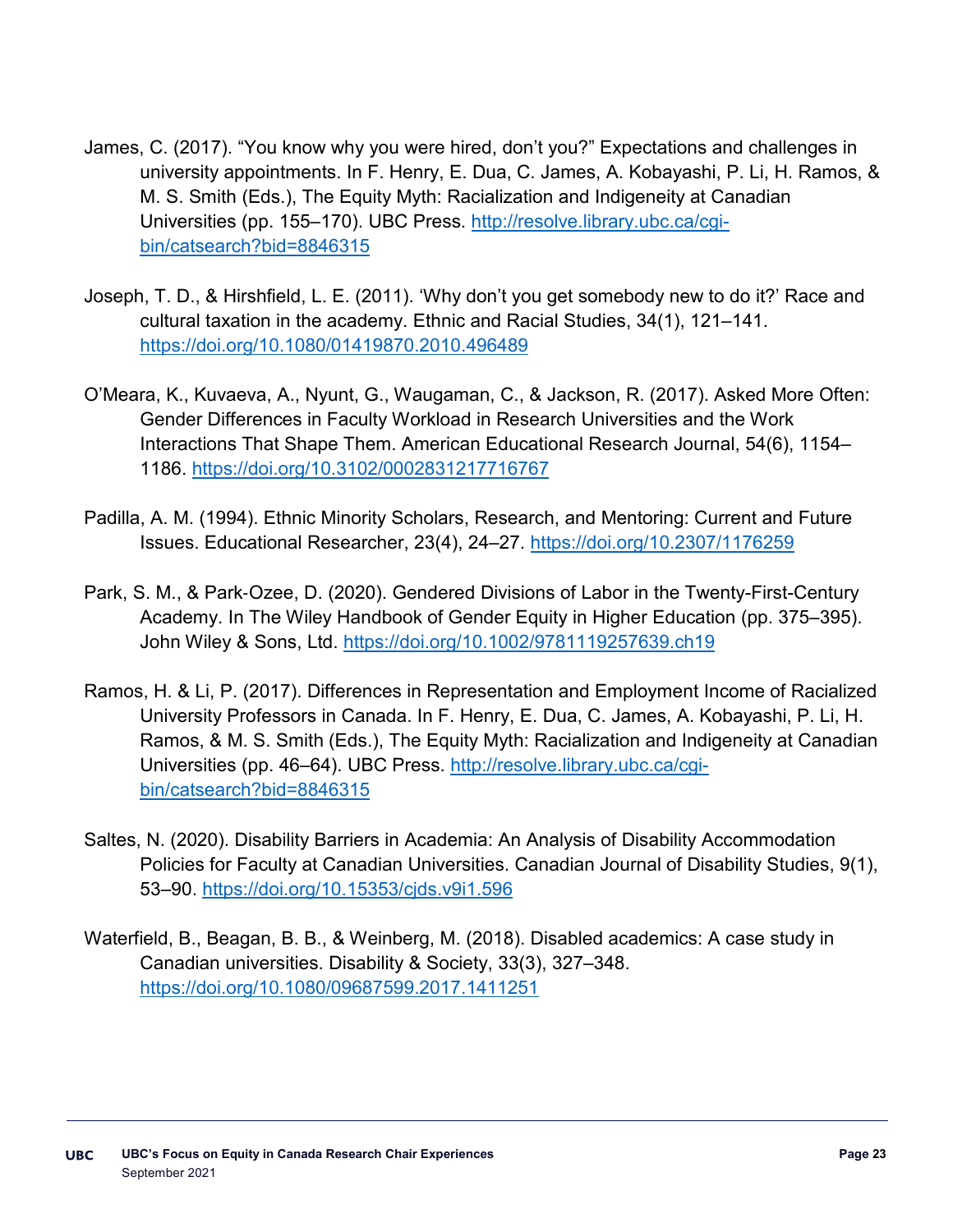James, C. (2017). “You know why you were hired, don’t you?” Expectations and challenges in university appointments. In F. Henry, E. Dua, C. James, A. Kobayashi, P. Li, H. Ramos, & M. S. Smith (Eds.), The Equity Myth: Racialization and Indigeneity at Canadian Universities (pp. 155–170). UBC Press. http://resolve.library.ubc.ca/cgi-bin/catsearch?bid=8846315

Joseph, T. D., & Hirshfield, L. E. (2011). ‘Why don’t you get somebody new to do it?’ Race and cultural taxation in the academy. Ethnic and Racial Studies, 34(1), 121–141. https://doi.org/10.1080/01419870.2010.496489

O’Meara, K., Kuvaeva, A., Nyunt, G., Waugaman, C., & Jackson, R. (2017). Asked More Often: Gender Differences in Faculty Workload in Research Universities and the Work Interactions That Shape Them. American Educational Research Journal, 54(6), 1154–1186. https://doi.org/10.3102/0002831217716767

Padilla, A. M. (1994). Ethnic Minority Scholars, Research, and Mentoring: Current and Future Issues. Educational Researcher, 23(4), 24–27. https://doi.org/10.2307/1176259

Park, S. M., & Park-Ozee, D. (2020). Gendered Divisions of Labor in the Twenty-First-Century Academy. In The Wiley Handbook of Gender Equity in Higher Education (pp. 375–395). John Wiley & Sons, Ltd. https://doi.org/10.1002/9781119257639.ch19

Ramos, H. & Li, P. (2017). Differences in Representation and Employment Income of Racialized University Professors in Canada. In F. Henry, E. Dua, C. James, A. Kobayashi, P. Li, H. Ramos, & M. S. Smith (Eds.), The Equity Myth: Racialization and Indigeneity at Canadian Universities (pp. 46–64). UBC Press. http://resolve.library.ubc.ca/cgi-bin/catsearch?bid=8846315

Saltes, N. (2020). Disability Barriers in Academia: An Analysis of Disability Accommodation Policies for Faculty at Canadian Universities. Canadian Journal of Disability Studies, 9(1), 53–90. https://doi.org/10.15353/cjds.v9i1.596

Waterfield, B., Beagan, B. B., & Weinberg, M. (2018). Disabled academics: A case study in Canadian universities. Disability & Society, 33(3), 327–348. https://doi.org/10.1080/09687599.2017.1411251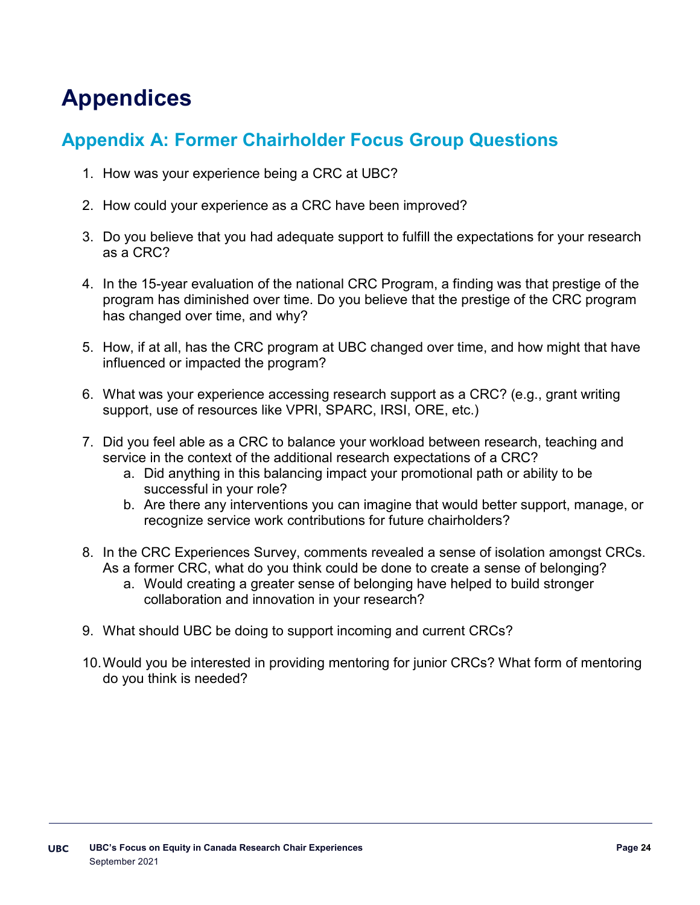# Appendices

## Appendix A: Former Chairholder Focus Group Questions

1. How was your experience being a CRC at UBC?

2. How could your experience as a CRC have been improved?

3. Do you believe that you had adequate support to fulfill the expectations for your research as a CRC?

4. In the 15-year evaluation of the national CRC Program, a finding was that prestige of the program has diminished over time. Do you believe that the prestige of the CRC program has changed over time, and why?

5. How, if at all, has the CRC program at UBC changed over time, and how might that have influenced or impacted the program?

6. What was your experience accessing research support as a CRC? (e.g., grant writing support, use of resources like VPRI, SPARC, IRSI, ORE, etc.)

7. Did you feel able as a CRC to balance your workload between research, teaching and service in the context of the additional research expectations of a CRC?
   a. Did anything in this balancing impact your promotional path or ability to be successful in your role?
   b. Are there any interventions you can imagine that would better support, manage, or recognize service work contributions for future chairholders?

8. In the CRC Experiences Survey, comments revealed a sense of isolation amongst CRCs. As a former CRC, what do you think could be done to create a sense of belonging?
   a. Would creating a greater sense of belonging have helped to build stronger collaboration and innovation in your research?

9. What should UBC be doing to support incoming and current CRCs?

10. Would you be interested in providing mentoring for junior CRCs? What form of mentoring do you think is needed?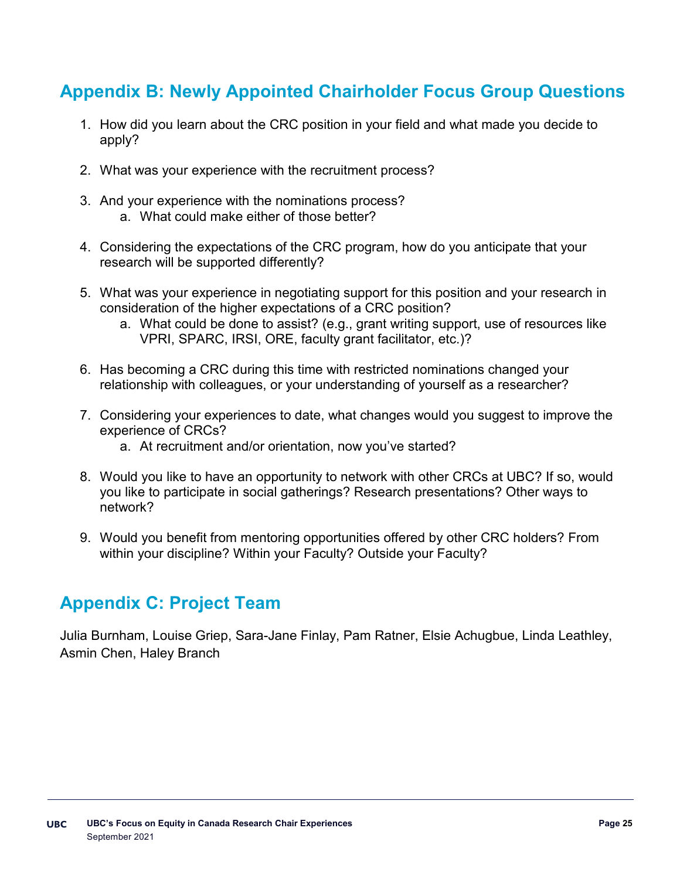## Appendix B: Newly Appointed Chairholder Focus Group Questions

1. How did you learn about the CRC position in your field and what made you decide to apply?

2. What was your experience with the recruitment process?

3. And your experience with the nominations process?
    a. What could make either of those better?

4. Considering the expectations of the CRC program, how do you anticipate that your research will be supported differently?

5. What was your experience in negotiating support for this position and your research in consideration of the higher expectations of a CRC position?
    a. What could be done to assist? (e.g., grant writing support, use of resources like VPRI, SPARC, IRSI, ORE, faculty grant facilitator, etc.)?

6. Has becoming a CRC during this time with restricted nominations changed your relationship with colleagues, or your understanding of yourself as a researcher?

7. Considering your experiences to date, what changes would you suggest to improve the experience of CRCs?
    a. At recruitment and/or orientation, now you've started?

8. Would you like to have an opportunity to network with other CRCs at UBC? If so, would you like to participate in social gatherings? Research presentations? Other ways to network?

9. Would you benefit from mentoring opportunities offered by other CRC holders? From within your discipline? Within your Faculty? Outside your Faculty?

## Appendix C: Project Team

Julia Burnham, Louise Griep, Sara-Jane Finlay, Pam Ratner, Elsie Achugbue, Linda Leathley, Asmin Chen, Haley Branch